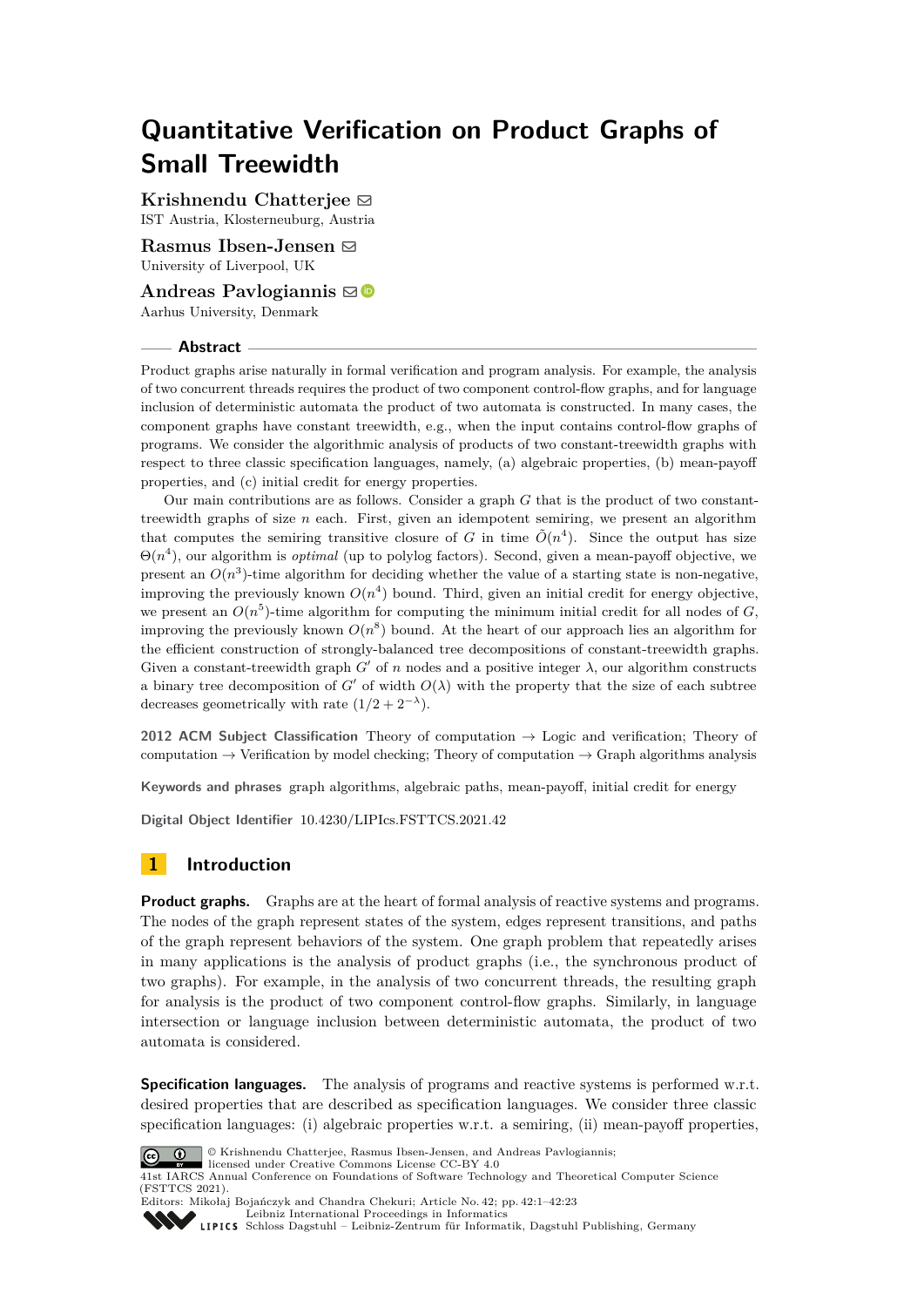# Quantitative Verification on Product Graphs of Small Treewidth

**Krishnendu Chatterjee**
IST Austria, Klosterneuburg, Austria

**Rasmus Ibsen-Jensen**
University of Liverpool, UK

**Andreas Pavlogiannis**
Aarhus University, Denmark

## Abstract

Product graphs arise naturally in formal verification and program analysis. For example, the analysis of two concurrent threads requires the product of two component control-flow graphs, and for language inclusion of deterministic automata the product of two automata is constructed. In many cases, the component graphs have constant treewidth, e.g., when the input contains control-flow graphs of programs. We consider the algorithmic analysis of products of two constant-treewidth graphs with respect to three classic specification languages, namely, (a) algebraic properties, (b) mean-payoff properties, and (c) initial credit for energy properties.

Our main contributions are as follows. Consider a graph $G$ that is the product of two constant-treewidth graphs of size $n$ each. First, given an idempotent semiring, we present an algorithm that computes the semiring transitive closure of $G$ in time $\tilde{O}(n^4)$. Since the output has size $\Theta(n^4)$, our algorithm is *optimal* (up to polylog factors). Second, given a mean-payoff objective, we present an $O(n^3)$-time algorithm for deciding whether the value of a starting state is non-negative, improving the previously known $O(n^4)$ bound. Third, given an initial credit for energy objective, we present an $O(n^5)$-time algorithm for computing the minimum initial credit for all nodes of $G$, improving the previously known $O(n^8)$ bound. At the heart of our approach lies an algorithm for the efficient construction of strongly-balanced tree decompositions of constant-treewidth graphs. Given a constant-treewidth graph $G'$ of $n$ nodes and a positive integer $\lambda$, our algorithm constructs a binary tree decomposition of $G'$ of width $O(\lambda)$ with the property that the size of each subtree decreases geometrically with rate $(1/2 + 2^{-\lambda})$.

**2012 ACM Subject Classification** Theory of computation → Logic and verification; Theory of computation → Verification by model checking; Theory of computation → Graph algorithms analysis

**Keywords and phrases** graph algorithms, algebraic paths, mean-payoff, initial credit for energy

**Digital Object Identifier** 10.4230/LIPIcs.FSTTCS.2021.42

## 1 Introduction

**Product graphs.** Graphs are at the heart of formal analysis of reactive systems and programs. The nodes of the graph represent states of the system, edges represent transitions, and paths of the graph represent behaviors of the system. One graph problem that repeatedly arises in many applications is the analysis of product graphs (i.e., the synchronous product of two graphs). For example, in the analysis of two concurrent threads, the resulting graph for analysis is the product of two component control-flow graphs. Similarly, in language intersection or language inclusion between deterministic automata, the product of two automata is considered.

**Specification languages.** The analysis of programs and reactive systems is performed w.r.t. desired properties that are described as specification languages. We consider three classic specification languages: (i) algebraic properties w.r.t. a semiring, (ii) mean-payoff properties,

© Krishnendu Chatterjee, Rasmus Ibsen-Jensen, and Andreas Pavlogiannis; licensed under Creative Commons License CC-BY 4.0
41st IARCS Annual Conference on Foundations of Software Technology and Theoretical Computer Science (FSTTCS 2021).
Editors: Mikołaj Bojańczyk and Chandra Chekuri; Article No. 42; pp. 42:1–42:23
Leibniz International Proceedings in Informatics
Schloss Dagstuhl – Leibniz-Zentrum für Informatik, Dagstuhl Publishing, Germany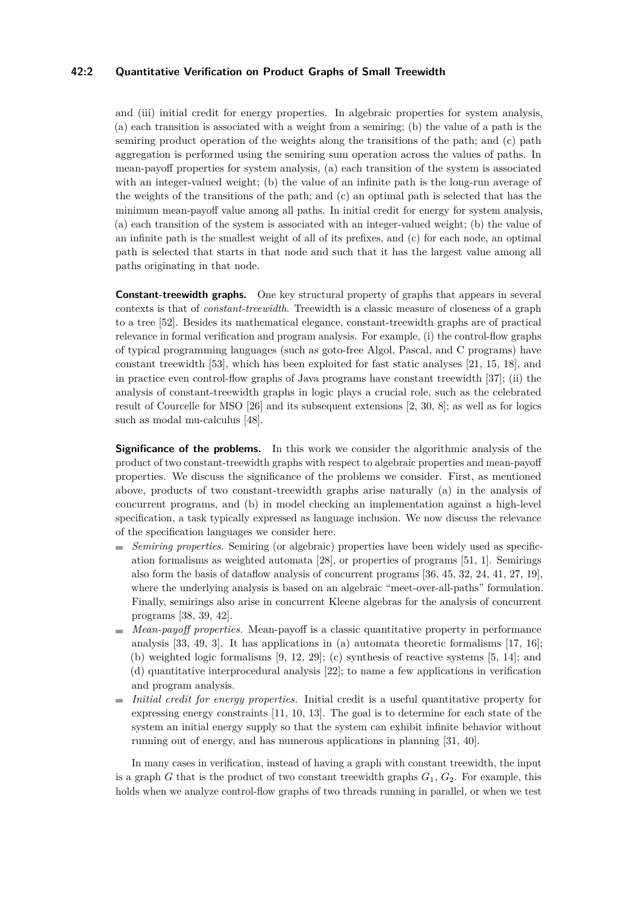and (iii) initial credit for energy properties. In algebraic properties for system analysis, (a) each transition is associated with a weight from a semiring; (b) the value of a path is the semiring product operation of the weights along the transitions of the path; and (c) path aggregation is performed using the semiring sum operation across the values of paths. In mean-payoff properties for system analysis, (a) each transition of the system is associated with an integer-valued weight; (b) the value of an infinite path is the long-run average of the weights of the transitions of the path; and (c) an optimal path is selected that has the minimum mean-payoff value among all paths. In initial credit for energy for system analysis, (a) each transition of the system is associated with an integer-valued weight; (b) the value of an infinite path is the smallest weight of all of its prefixes, and (c) for each node, an optimal path is selected that starts in that node and such that it has the largest value among all paths originating in that node.

**Constant-treewidth graphs.** One key structural property of graphs that appears in several contexts is that of *constant-treewidth*. Treewidth is a classic measure of closeness of a graph to a tree [52]. Besides its mathematical elegance, constant-treewidth graphs are of practical relevance in formal verification and program analysis. For example, (i) the control-flow graphs of typical programming languages (such as goto-free Algol, Pascal, and C programs) have constant treewidth [53], which has been exploited for fast static analyses [21, 15, 18], and in practice even control-flow graphs of Java programs have constant treewidth [37]; (ii) the analysis of constant-treewidth graphs in logic plays a crucial role, such as the celebrated result of Courcelle for MSO [26] and its subsequent extensions [2, 30, 8]; as well as for logics such as modal mu-calculus [48].

**Significance of the problems.** In this work we consider the algorithmic analysis of the product of two constant-treewidth graphs with respect to algebraic properties and mean-payoff properties. We discuss the significance of the problems we consider. First, as mentioned above, products of two constant-treewidth graphs arise naturally (a) in the analysis of concurrent programs, and (b) in model checking an implementation against a high-level specification, a task typically expressed as language inclusion. We now discuss the relevance of the specification languages we consider here.

- *Semiring properties.* Semiring (or algebraic) properties have been widely used as specification formalisms as weighted automata [28], or properties of programs [51, 1]. Semirings also form the basis of dataflow analysis of concurrent programs [36, 45, 32, 24, 41, 27, 19], where the underlying analysis is based on an algebraic "meet-over-all-paths" formulation. Finally, semirings also arise in concurrent Kleene algebras for the analysis of concurrent programs [38, 39, 42].
- *Mean-payoff properties.* Mean-payoff is a classic quantitative property in performance analysis [33, 49, 3]. It has applications in (a) automata theoretic formalisms [17, 16]; (b) weighted logic formalisms [9, 12, 29]; (c) synthesis of reactive systems [5, 14]; and (d) quantitative interprocedural analysis [22]; to name a few applications in verification and program analysis.
- *Initial credit for energy properties.* Initial credit is a useful quantitative property for expressing energy constraints [11, 10, 13]. The goal is to determine for each state of the system an initial energy supply so that the system can exhibit infinite behavior without running out of energy, and has numerous applications in planning [31, 40].

In many cases in verification, instead of having a graph with constant treewidth, the input is a graph $G$ that is the product of two constant treewidth graphs $G_1$, $G_2$. For example, this holds when we analyze control-flow graphs of two threads running in parallel, or when we test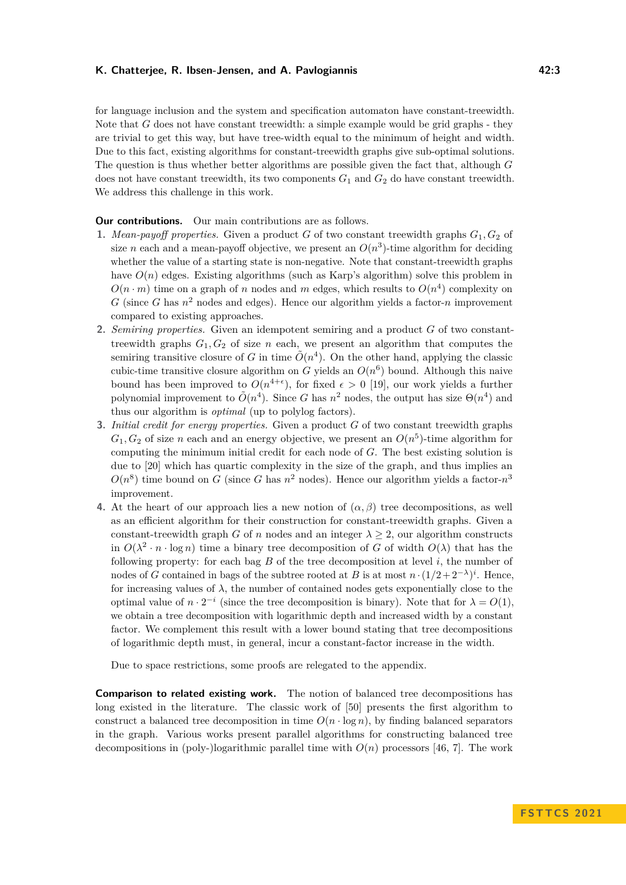for language inclusion and the system and specification automaton have constant-treewidth. Note that $G$ does not have constant treewidth: a simple example would be grid graphs - they are trivial to get this way, but have tree-width equal to the minimum of height and width. Due to this fact, existing algorithms for constant-treewidth graphs give sub-optimal solutions. The question is thus whether better algorithms are possible given the fact that, although $G$ does not have constant treewidth, its two components $G_1$ and $G_2$ do have constant treewidth. We address this challenge in this work.

**Our contributions.** Our main contributions are as follows.

1. *Mean-payoff properties.* Given a product $G$ of two constant treewidth graphs $G_1, G_2$ of size $n$ each and a mean-payoff objective, we present an $O(n^3)$-time algorithm for deciding whether the value of a starting state is non-negative. Note that constant-treewidth graphs have $O(n)$ edges. Existing algorithms (such as Karp's algorithm) solve this problem in $O(n \cdot m)$ time on a graph of $n$ nodes and $m$ edges, which results to $O(n^4)$ complexity on $G$ (since $G$ has $n^2$ nodes and edges). Hence our algorithm yields a factor-$n$ improvement compared to existing approaches.
2. *Semiring properties.* Given an idempotent semiring and a product $G$ of two constant-treewidth graphs $G_1, G_2$ of size $n$ each, we present an algorithm that computes the semiring transitive closure of $G$ in time $\tilde{O}(n^4)$. On the other hand, applying the classic cubic-time transitive closure algorithm on $G$ yields an $O(n^6)$ bound. Although this naive bound has been improved to $O(n^{4+\epsilon})$, for fixed $\epsilon > 0$ [19], our work yields a further polynomial improvement to $\tilde{O}(n^4)$. Since $G$ has $n^2$ nodes, the output has size $\Theta(n^4)$ and thus our algorithm is *optimal* (up to polylog factors).
3. *Initial credit for energy properties.* Given a product $G$ of two constant treewidth graphs $G_1, G_2$ of size $n$ each and an energy objective, we present an $O(n^5)$-time algorithm for computing the minimum initial credit for each node of $G$. The best existing solution is due to [20] which has quartic complexity in the size of the graph, and thus implies an $O(n^8)$ time bound on $G$ (since $G$ has $n^2$ nodes). Hence our algorithm yields a factor-$n^3$ improvement.
4. At the heart of our approach lies a new notion of $(\alpha, \beta)$ tree decompositions, as well as an efficient algorithm for their construction for constant-treewidth graphs. Given a constant-treewidth graph $G$ of $n$ nodes and an integer $\lambda \geq 2$, our algorithm constructs in $O(\lambda^2 \cdot n \cdot \log n)$ time a binary tree decomposition of $G$ of width $O(\lambda)$ that has the following property: for each bag $B$ of the tree decomposition at level $i$, the number of nodes of $G$ contained in bags of the subtree rooted at $B$ is at most $n \cdot (1/2 + 2^{-\lambda})^i$. Hence, for increasing values of $\lambda$, the number of contained nodes gets exponentially close to the optimal value of $n \cdot 2^{-i}$ (since the tree decomposition is binary). Note that for $\lambda = O(1)$, we obtain a tree decomposition with logarithmic depth and increased width by a constant factor. We complement this result with a lower bound stating that tree decompositions of logarithmic depth must, in general, incur a constant-factor increase in the width.

   Due to space restrictions, some proofs are relegated to the appendix.

**Comparison to related existing work.** The notion of balanced tree decompositions has long existed in the literature. The classic work of [50] presents the first algorithm to construct a balanced tree decomposition in time $O(n \cdot \log n)$, by finding balanced separators in the graph. Various works present parallel algorithms for constructing balanced tree decompositions in (poly-)logarithmic parallel time with $O(n)$ processors [46, 7]. The work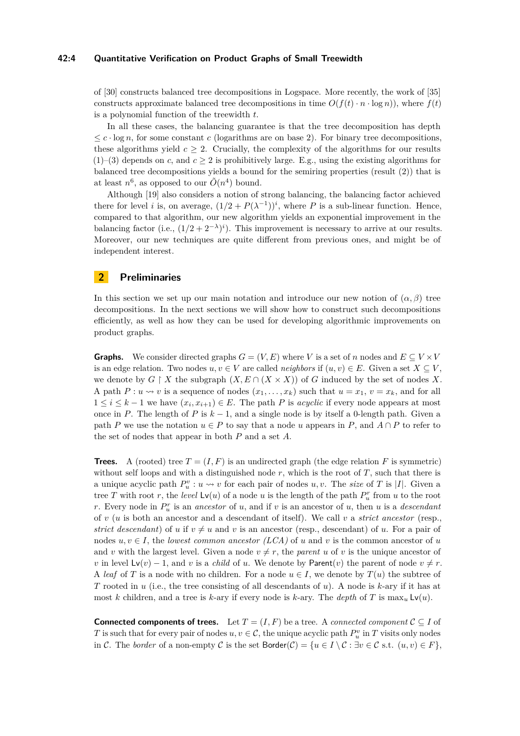of [30] constructs balanced tree decompositions in Logspace. More recently, the work of [35] constructs approximate balanced tree decompositions in time $O(f(t) \cdot n \cdot \log n))$, where $f(t)$ is a polynomial function of the treewidth $t$.

In all these cases, the balancing guarantee is that the tree decomposition has depth $\leq c \cdot \log n$, for some constant $c$ (logarithms are on base 2). For binary tree decompositions, these algorithms yield $c \geq 2$. Crucially, the complexity of the algorithms for our results (1)–(3) depends on $c$, and $c \geq 2$ is prohibitively large. E.g., using the existing algorithms for balanced tree decompositions yields a bound for the semiring properties (result (2)) that is at least $n^6$, as opposed to our $\tilde{O}(n^4)$ bound.

Although [19] also considers a notion of strong balancing, the balancing factor achieved there for level $i$ is, on average, $(1/2 + P(\lambda^{-1}))^i$, where $P$ is a sub-linear function. Hence, compared to that algorithm, our new algorithm yields an exponential improvement in the balancing factor (i.e., $(1/2 + 2^{-\lambda})^i$). This improvement is necessary to arrive at our results. Moreover, our new techniques are quite different from previous ones, and might be of independent interest.

## 2 Preliminaries

In this section we set up our main notation and introduce our new notion of $(\alpha, \beta)$ tree decompositions. In the next sections we will show how to construct such decompositions efficiently, as well as how they can be used for developing algorithmic improvements on product graphs.

**Graphs.** We consider directed graphs $G = (V, E)$ where $V$ is a set of $n$ nodes and $E \subseteq V \times V$ is an edge relation. Two nodes $u, v \in V$ are called *neighbors* if $(u, v) \in E$. Given a set $X \subseteq V$, we denote by $G \restriction X$ the subgraph $(X, E \cap (X \times X))$ of $G$ induced by the set of nodes $X$. A path $P : u \rightsquigarrow v$ is a sequence of nodes $(x_1, \ldots, x_k)$ such that $u = x_1$, $v = x_k$, and for all $1 \leq i \leq k-1$ we have $(x_i, x_{i+1}) \in E$. The path $P$ is *acyclic* if every node appears at most once in $P$. The length of $P$ is $k-1$, and a single node is by itself a 0-length path. Given a path $P$ we use the notation $u \in P$ to say that a node $u$ appears in $P$, and $A \cap P$ to refer to the set of nodes that appear in both $P$ and a set $A$.

**Trees.** A (rooted) tree $T = (I, F)$ is an undirected graph (the edge relation $F$ is symmetric) without self loops and with a distinguished node $r$, which is the root of $T$, such that there is a unique acyclic path $P_u^v : u \rightsquigarrow v$ for each pair of nodes $u, v$. The *size* of $T$ is $|I|$. Given a tree $T$ with root $r$, the *level* $\mathsf{Lv}(u)$ of a node $u$ is the length of the path $P_u^r$ from $u$ to the root $r$. Every node in $P_u^r$ is an *ancestor* of $u$, and if $v$ is an ancestor of $u$, then $u$ is a *descendant* of $v$ ($u$ is both an ancestor and a descendant of itself). We call $v$ a *strict ancestor* (resp., *strict descendant*) of $u$ if $v \neq u$ and $v$ is an ancestor (resp., descendant) of $u$. For a pair of nodes $u, v \in I$, the *lowest common ancestor (LCA)* of $u$ and $v$ is the common ancestor of $u$ and $v$ with the largest level. Given a node $v \neq r$, the *parent* $u$ of $v$ is the unique ancestor of $v$ in level $\mathsf{Lv}(v) - 1$, and $v$ is a *child* of $u$. We denote by $\mathsf{Parent}(v)$ the parent of node $v \neq r$. A *leaf* of $T$ is a node with no children. For a node $u \in I$, we denote by $T(u)$ the subtree of $T$ rooted in $u$ (i.e., the tree consisting of all descendants of $u$). A node is $k$-ary if it has at most $k$ children, and a tree is $k$-ary if every node is $k$-ary. The *depth* of $T$ is $\max_u \mathsf{Lv}(u)$.

**Connected components of trees.** Let $T = (I, F)$ be a tree. A *connected component* $\mathcal{C} \subseteq I$ of $T$ is such that for every pair of nodes $u, v \in \mathcal{C}$, the unique acyclic path $P_u^v$ in $T$ visits only nodes in $\mathcal{C}$. The *border* of a non-empty $\mathcal{C}$ is the set $\mathsf{Border}(\mathcal{C}) = \{u \in I \setminus \mathcal{C} : \exists v \in \mathcal{C} \text{ s.t. } (u, v) \in F\}$,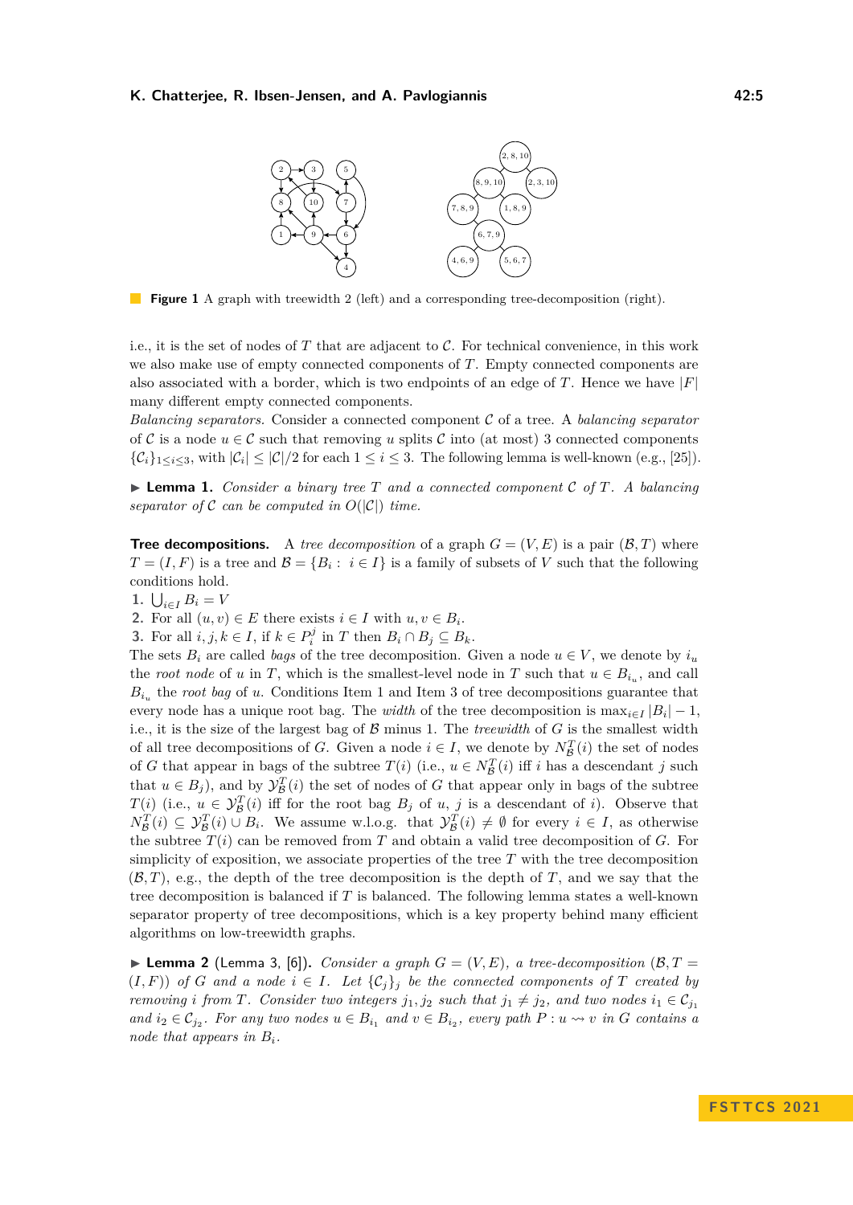**Figure 1** A graph with treewidth 2 (left) and a corresponding tree-decomposition (right).

i.e., it is the set of nodes of $T$ that are adjacent to $\mathcal{C}$. For technical convenience, in this work we also make use of empty connected components of $T$. Empty connected components are also associated with a border, which is two endpoints of an edge of $T$. Hence we have $|F|$ many different empty connected components.

*Balancing separators.* Consider a connected component $\mathcal{C}$ of a tree. A *balancing separator* of $\mathcal{C}$ is a node $u \in \mathcal{C}$ such that removing $u$ splits $\mathcal{C}$ into (at most) 3 connected components $\{\mathcal{C}_i\}_{1 \le i \le 3}$, with $|\mathcal{C}_i| \le |\mathcal{C}|/2$ for each $1 \le i \le 3$. The following lemma is well-known (e.g., [25]).

▶ **Lemma 1.** *Consider a binary tree $T$ and a connected component $\mathcal{C}$ of $T$. A balancing separator of $\mathcal{C}$ can be computed in $O(|\mathcal{C}|)$ time.*

**Tree decompositions.** A *tree decomposition* of a graph $G = (V, E)$ is a pair $(\mathcal{B}, T)$ where $T = (I, F)$ is a tree and $\mathcal{B} = \{B_i : i \in I\}$ is a family of subsets of $V$ such that the following conditions hold.

1. $\bigcup_{i \in I} B_i = V$
2. For all $(u, v) \in E$ there exists $i \in I$ with $u, v \in B_i$.
3. For all $i, j, k \in I$, if $k \in P_i^j$ in $T$ then $B_i \cap B_j \subseteq B_k$.

The sets $B_i$ are called *bags* of the tree decomposition. Given a node $u \in V$, we denote by $i_u$ the *root node* of $u$ in $T$, which is the smallest-level node in $T$ such that $u \in B_{i_u}$, and call $B_{i_u}$ the *root bag* of $u$. Conditions Item 1 and Item 3 of tree decompositions guarantee that every node has a unique root bag. The *width* of the tree decomposition is $\max_{i \in I} |B_i| - 1$, i.e., it is the size of the largest bag of $\mathcal{B}$ minus 1. The *treewidth* of $G$ is the smallest width of all tree decompositions of $G$. Given a node $i \in I$, we denote by $N_{\mathcal{B}}^T(i)$ the set of nodes of $G$ that appear in bags of the subtree $T(i)$ (i.e., $u \in N_{\mathcal{B}}^T(i)$ iff $i$ has a descendant $j$ such that $u \in B_j$), and by $\mathcal{Y}_{\mathcal{B}}^T(i)$ the set of nodes of $G$ that appear only in bags of the subtree $T(i)$ (i.e., $u \in \mathcal{Y}_{\mathcal{B}}^T(i)$ iff for the root bag $B_j$ of $u$, $j$ is a descendant of $i$). Observe that $N_{\mathcal{B}}^T(i) \subseteq \mathcal{Y}_{\mathcal{B}}^T(i) \cup B_i$. We assume w.l.o.g. that $\mathcal{Y}_{\mathcal{B}}^T(i) \neq \emptyset$ for every $i \in I$, as otherwise the subtree $T(i)$ can be removed from $T$ and obtain a valid tree decomposition of $G$. For simplicity of exposition, we associate properties of the tree $T$ with the tree decomposition $(\mathcal{B}, T)$, e.g., the depth of the tree decomposition is the depth of $T$, and we say that the tree decomposition is balanced if $T$ is balanced. The following lemma states a well-known separator property of tree decompositions, which is a key property behind many efficient algorithms on low-treewidth graphs.

▶ **Lemma 2** (Lemma 3, [6]). *Consider a graph $G = (V, E)$, a tree-decomposition $(\mathcal{B}, T = (I, F))$ of $G$ and a node $i \in I$. Let $\{\mathcal{C}_j\}_j$ be the connected components of $T$ created by removing $i$ from $T$. Consider two integers $j_1, j_2$ such that $j_1 \neq j_2$, and two nodes $i_1 \in \mathcal{C}_{j_1}$ and $i_2 \in \mathcal{C}_{j_2}$. For any two nodes $u \in B_{i_1}$ and $v \in B_{i_2}$, every path $P : u \rightsquigarrow v$ in $G$ contains a node that appears in $B_i$.*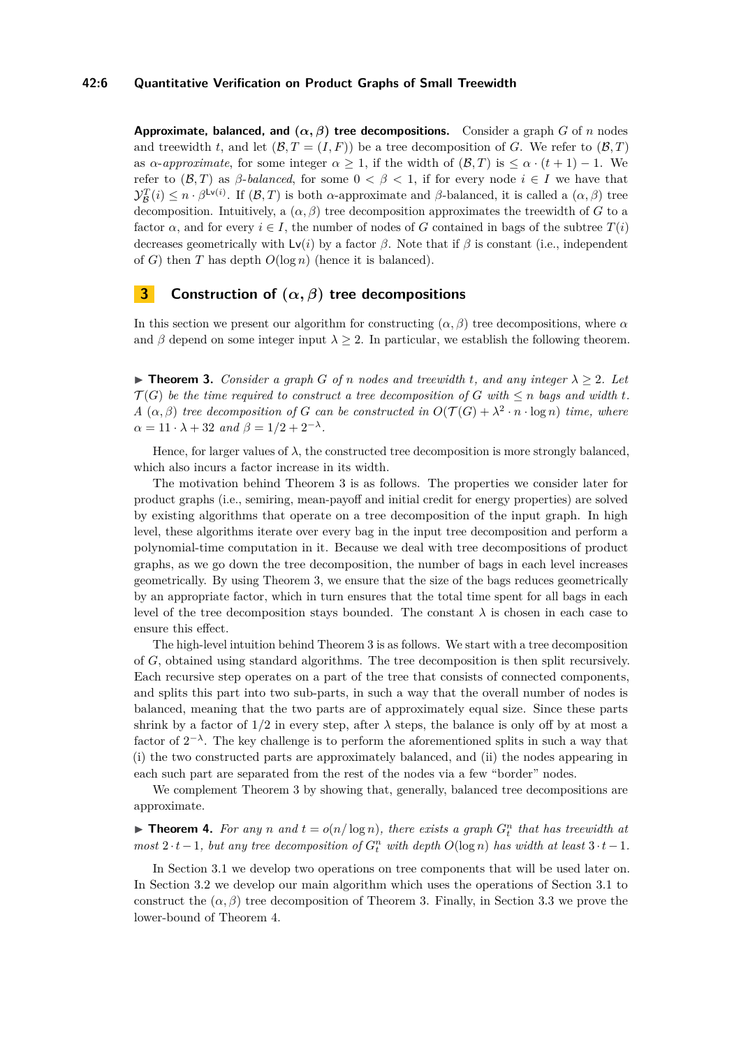**Approximate, balanced, and $(\alpha, \beta)$ tree decompositions.** Consider a graph $G$ of $n$ nodes and treewidth $t$, and let $(\mathcal{B}, T = (I, F))$ be a tree decomposition of $G$. We refer to $(\mathcal{B}, T)$ as *$\alpha$-approximate*, for some integer $\alpha \geq 1$, if the width of $(\mathcal{B}, T)$ is $\leq \alpha \cdot (t+1) - 1$. We refer to $(\mathcal{B}, T)$ as *$\beta$-balanced*, for some $0 < \beta < 1$, if for every node $i \in I$ we have that $\mathcal{Y}^{T}_{\mathcal{B}}(i) \leq n \cdot \beta^{\mathsf{Lv}(i)}$. If $(\mathcal{B}, T)$ is both $\alpha$-approximate and $\beta$-balanced, it is called a $(\alpha, \beta)$ tree decomposition. Intuitively, a $(\alpha, \beta)$ tree decomposition approximates the treewidth of $G$ to a factor $\alpha$, and for every $i \in I$, the number of nodes of $G$ contained in bags of the subtree $T(i)$ decreases geometrically with $\mathsf{Lv}(i)$ by a factor $\beta$. Note that if $\beta$ is constant (i.e., independent of $G$) then $T$ has depth $O(\log n)$ (hence it is balanced).

# 3 Construction of $(\alpha, \beta)$ tree decompositions

In this section we present our algorithm for constructing $(\alpha, \beta)$ tree decompositions, where $\alpha$ and $\beta$ depend on some integer input $\lambda \geq 2$. In particular, we establish the following theorem.

▶ **Theorem 3.** *Consider a graph $G$ of $n$ nodes and treewidth $t$, and any integer $\lambda \geq 2$. Let $\mathcal{T}(G)$ be the time required to construct a tree decomposition of $G$ with $\leq n$ bags and width $t$. A $(\alpha, \beta)$ tree decomposition of $G$ can be constructed in $O(\mathcal{T}(G) + \lambda^2 \cdot n \cdot \log n)$ time, where $\alpha = 11 \cdot \lambda + 32$ and $\beta = 1/2 + 2^{-\lambda}$.*

Hence, for larger values of $\lambda$, the constructed tree decomposition is more strongly balanced, which also incurs a factor increase in its width.

The motivation behind Theorem 3 is as follows. The properties we consider later for product graphs (i.e., semiring, mean-payoff and initial credit for energy properties) are solved by existing algorithms that operate on a tree decomposition of the input graph. In high level, these algorithms iterate over every bag in the input tree decomposition and perform a polynomial-time computation in it. Because we deal with tree decompositions of product graphs, as we go down the tree decomposition, the number of bags in each level increases geometrically. By using Theorem 3, we ensure that the size of the bags reduces geometrically by an appropriate factor, which in turn ensures that the total time spent for all bags in each level of the tree decomposition stays bounded. The constant $\lambda$ is chosen in each case to ensure this effect.

The high-level intuition behind Theorem 3 is as follows. We start with a tree decomposition of $G$, obtained using standard algorithms. The tree decomposition is then split recursively. Each recursive step operates on a part of the tree that consists of connected components, and splits this part into two sub-parts, in such a way that the overall number of nodes is balanced, meaning that the two parts are of approximately equal size. Since these parts shrink by a factor of $1/2$ in every step, after $\lambda$ steps, the balance is only off by at most a factor of $2^{-\lambda}$. The key challenge is to perform the aforementioned splits in such a way that (i) the two constructed parts are approximately balanced, and (ii) the nodes appearing in each such part are separated from the rest of the nodes via a few "border" nodes.

We complement Theorem 3 by showing that, generally, balanced tree decompositions are approximate.

▶ **Theorem 4.** *For any $n$ and $t = o(n/\log n)$, there exists a graph $G^n_t$ that has treewidth at most $2 \cdot t - 1$, but any tree decomposition of $G^n_t$ with depth $O(\log n)$ has width at least $3 \cdot t - 1$.*

In Section 3.1 we develop two operations on tree components that will be used later on. In Section 3.2 we develop our main algorithm which uses the operations of Section 3.1 to construct the $(\alpha, \beta)$ tree decomposition of Theorem 3. Finally, in Section 3.3 we prove the lower-bound of Theorem 4.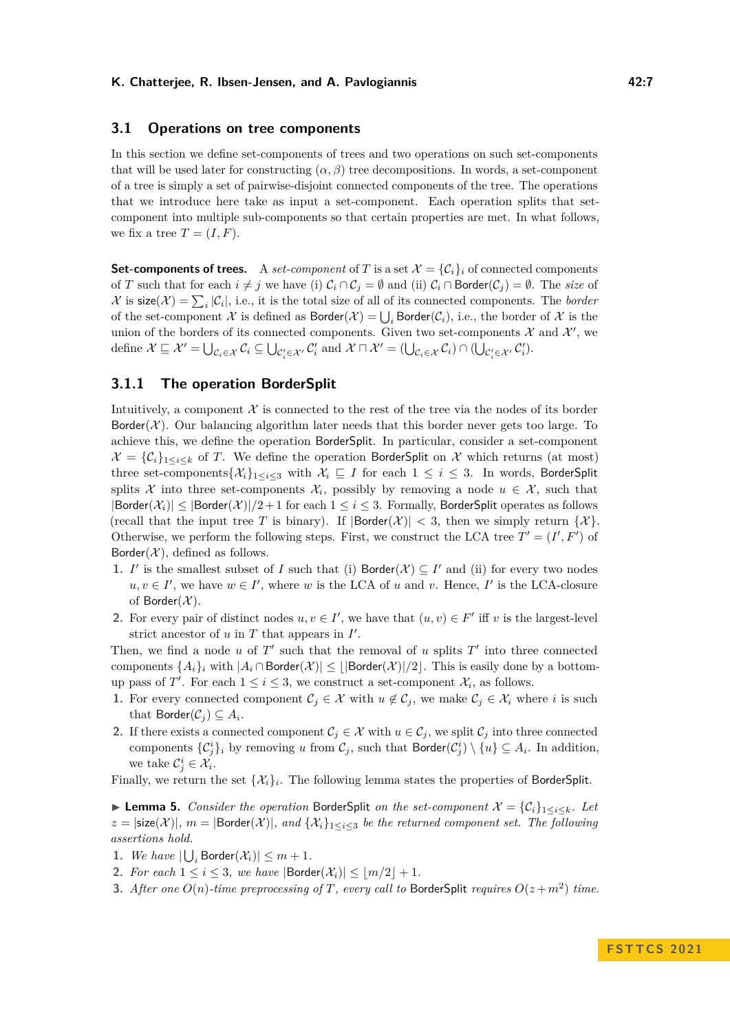## 3.1 Operations on tree components

In this section we define set-components of trees and two operations on such set-components that will be used later for constructing $(\alpha, \beta)$ tree decompositions. In words, a set-component of a tree is simply a set of pairwise-disjoint connected components of the tree. The operations that we introduce here take as input a set-component. Each operation splits that set-component into multiple sub-components so that certain properties are met. In what follows, we fix a tree $T = (I, F)$.

**Set-components of trees.** A *set-component* of $T$ is a set $\mathcal{X} = \{\mathcal{C}_i\}_i$ of connected components of $T$ such that for each $i \neq j$ we have (i) $\mathcal{C}_i \cap \mathcal{C}_j = \emptyset$ and (ii) $\mathcal{C}_i \cap \mathsf{Border}(\mathcal{C}_j) = \emptyset$. The *size* of $\mathcal{X}$ is $\mathsf{size}(\mathcal{X}) = \sum_i |\mathcal{C}_i|$, i.e., it is the total size of all of its connected components. The *border* of the set-component $\mathcal{X}$ is defined as $\mathsf{Border}(\mathcal{X}) = \bigcup_i \mathsf{Border}(\mathcal{C}_i)$, i.e., the border of $\mathcal{X}$ is the union of the borders of its connected components. Given two set-components $\mathcal{X}$ and $\mathcal{X}'$, we define $\mathcal{X} \sqsubseteq \mathcal{X}' = \bigcup_{\mathcal{C}_i \in \mathcal{X}} \mathcal{C}_i \subseteq \bigcup_{\mathcal{C}'_i \in \mathcal{X}'} \mathcal{C}'_i$ and $\mathcal{X} \sqcap \mathcal{X}' = (\bigcup_{\mathcal{C}_i \in \mathcal{X}} \mathcal{C}_i) \cap (\bigcup_{\mathcal{C}'_i \in \mathcal{X}'} \mathcal{C}'_i)$.

### 3.1.1 The operation BorderSplit

Intuitively, a component $\mathcal{X}$ is connected to the rest of the tree via the nodes of its border $\mathsf{Border}(\mathcal{X})$. Our balancing algorithm later needs that this border never gets too large. To achieve this, we define the operation BorderSplit. In particular, consider a set-component $\mathcal{X} = \{\mathcal{C}_i\}_{1 \leq i \leq k}$ of $T$. We define the operation BorderSplit on $\mathcal{X}$ which returns (at most) three set-components$\{\mathcal{X}_i\}_{1 \leq i \leq 3}$ with $\mathcal{X}_i \sqsubseteq I$ for each $1 \leq i \leq 3$. In words, BorderSplit splits $\mathcal{X}$ into three set-components $\mathcal{X}_i$, possibly by removing a node $u \in \mathcal{X}$, such that $|\mathsf{Border}(\mathcal{X}_i)| \leq |\mathsf{Border}(\mathcal{X})|/2 + 1$ for each $1 \leq i \leq 3$. Formally, BorderSplit operates as follows (recall that the input tree $T$ is binary). If $|\mathsf{Border}(\mathcal{X})| < 3$, then we simply return $\{\mathcal{X}\}$. Otherwise, we perform the following steps. First, we construct the LCA tree $T' = (I', F')$ of $\mathsf{Border}(\mathcal{X})$, defined as follows.

1. $I'$ is the smallest subset of $I$ such that (i) $\mathsf{Border}(\mathcal{X}) \subseteq I'$ and (ii) for every two nodes $u, v \in I'$, we have $w \in I'$, where $w$ is the LCA of $u$ and $v$. Hence, $I'$ is the LCA-closure of $\mathsf{Border}(\mathcal{X})$.
2. For every pair of distinct nodes $u, v \in I'$, we have that $(u, v) \in F'$ iff $v$ is the largest-level strict ancestor of $u$ in $T$ that appears in $I'$.

Then, we find a node $u$ of $T'$ such that the removal of $u$ splits $T'$ into three connected components $\{A_i\}_i$ with $|A_i \cap \mathsf{Border}(\mathcal{X})| \leq \lfloor |\mathsf{Border}(\mathcal{X})|/2 \rfloor$. This is easily done by a bottom-up pass of $T'$. For each $1 \leq i \leq 3$, we construct a set-component $\mathcal{X}_i$, as follows.

1. For every connected component $\mathcal{C}_j \in \mathcal{X}$ with $u \notin \mathcal{C}_j$, we make $\mathcal{C}_j \in \mathcal{X}_i$ where $i$ is such that $\mathsf{Border}(\mathcal{C}_j) \subseteq A_i$.
2. If there exists a connected component $\mathcal{C}_j \in \mathcal{X}$ with $u \in \mathcal{C}_j$, we split $\mathcal{C}_j$ into three connected components $\{\mathcal{C}^i_j\}_i$ by removing $u$ from $\mathcal{C}_j$, such that $\mathsf{Border}(\mathcal{C}^i_j) \setminus \{u\} \subseteq A_i$. In addition, we take $\mathcal{C}^i_j \in \mathcal{X}_i$.

Finally, we return the set $\{\mathcal{X}_i\}_i$. The following lemma states the properties of BorderSplit.

▶ **Lemma 5.** *Consider the operation* BorderSplit *on the set-component* $\mathcal{X} = \{\mathcal{C}_i\}_{1 \leq i \leq k}$*. Let* $z = |\mathsf{size}(\mathcal{X})|$*,* $m = |\mathsf{Border}(\mathcal{X})|$*, and* $\{\mathcal{X}_i\}_{1 \leq i \leq 3}$ *be the returned component set. The following assertions hold.*

1. *We have* $|\bigcup_i \mathsf{Border}(\mathcal{X}_i)| \leq m + 1$*.*
2. *For each* $1 \leq i \leq 3$*, we have* $|\mathsf{Border}(\mathcal{X}_i)| \leq \lfloor m/2 \rfloor + 1$*.*
3. *After one* $O(n)$*-time preprocessing of* $T$*, every call to* BorderSplit *requires* $O(z + m^2)$ *time.*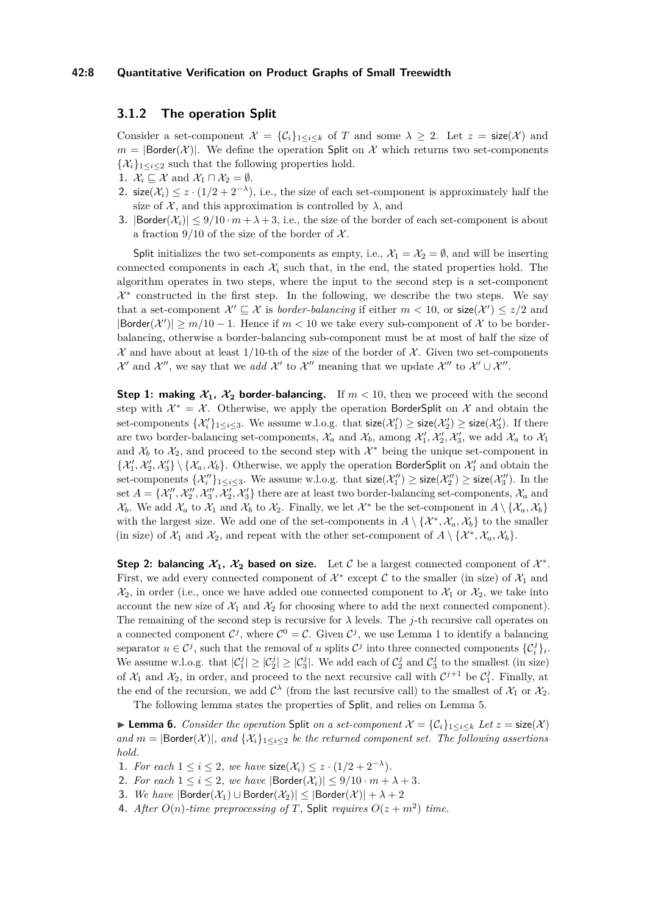### 3.1.2 The operation Split

Consider a set-component $\mathcal{X} = \{\mathcal{C}_i\}_{1\leq i\leq k}$ of $T$ and some $\lambda \geq 2$. Let $z = \mathsf{size}(\mathcal{X})$ and $m = |\mathsf{Border}(\mathcal{X})|$. We define the operation $\mathsf{Split}$ on $\mathcal{X}$ which returns two set-components $\{\mathcal{X}_i\}_{1\leq i\leq 2}$ such that the following properties hold.

1. $\mathcal{X}_i \sqsubseteq \mathcal{X}$ and $\mathcal{X}_1 \sqcap \mathcal{X}_2 = \emptyset$.
2. $\mathsf{size}(\mathcal{X}_i) \leq z \cdot (1/2 + 2^{-\lambda})$, i.e., the size of each set-component is approximately half the size of $\mathcal{X}$, and this approximation is controlled by $\lambda$, and
3. $|\mathsf{Border}(\mathcal{X}_i)| \leq 9/10 \cdot m + \lambda + 3$, i.e., the size of the border of each set-component is about a fraction $9/10$ of the size of the border of $\mathcal{X}$.

$\mathsf{Split}$ initializes the two set-components as empty, i.e., $\mathcal{X}_1 = \mathcal{X}_2 = \emptyset$, and will be inserting connected components in each $\mathcal{X}_i$ such that, in the end, the stated properties hold. The algorithm operates in two steps, where the input to the second step is a set-component $\mathcal{X}^*$ constructed in the first step. In the following, we describe the two steps. We say that a set-component $\mathcal{X}' \sqsubseteq \mathcal{X}$ is *border-balancing* if either $m < 10$, or $\mathsf{size}(\mathcal{X}') \leq z/2$ and $|\mathsf{Border}(\mathcal{X}')| \geq m/10 - 1$. Hence if $m < 10$ we take every sub-component of $\mathcal{X}$ to be border-balancing, otherwise a border-balancing sub-component must be at most of half the size of $\mathcal{X}$ and have about at least 1/10-th of the size of the border of $\mathcal{X}$. Given two set-components $\mathcal{X}'$ and $\mathcal{X}''$, we say that we *add* $\mathcal{X}'$ to $\mathcal{X}''$ meaning that we update $\mathcal{X}''$ to $\mathcal{X}' \cup \mathcal{X}''$.

**Step 1: making $\mathcal{X}_1$, $\mathcal{X}_2$ border-balancing.** If $m < 10$, then we proceed with the second step with $\mathcal{X}^* = \mathcal{X}$. Otherwise, we apply the operation $\mathsf{BorderSplit}$ on $\mathcal{X}$ and obtain the set-components $\{\mathcal{X}'_i\}_{1\leq i\leq 3}$. We assume w.l.o.g. that $\mathsf{size}(\mathcal{X}'_1) \geq \mathsf{size}(\mathcal{X}'_2) \geq \mathsf{size}(\mathcal{X}'_3)$. If there are two border-balancing set-components, $\mathcal{X}_a$ and $\mathcal{X}_b$, among $\mathcal{X}'_1, \mathcal{X}'_2, \mathcal{X}'_3$, we add $\mathcal{X}_a$ to $\mathcal{X}_1$ and $\mathcal{X}_b$ to $\mathcal{X}_2$, and proceed to the second step with $\mathcal{X}^*$ being the unique set-component in $\{\mathcal{X}'_1, \mathcal{X}'_2, \mathcal{X}'_3\} \setminus \{\mathcal{X}_a, \mathcal{X}_b\}$. Otherwise, we apply the operation $\mathsf{BorderSplit}$ on $\mathcal{X}'_1$ and obtain the set-components $\{\mathcal{X}''_i\}_{1\leq i\leq 3}$. We assume w.l.o.g. that $\mathsf{size}(\mathcal{X}''_1) \geq \mathsf{size}(\mathcal{X}''_2) \geq \mathsf{size}(\mathcal{X}''_3)$. In the set $A = \{\mathcal{X}''_1, \mathcal{X}''_2, \mathcal{X}''_3, \mathcal{X}'_2, \mathcal{X}'_3\}$ there are at least two border-balancing set-components, $\mathcal{X}_a$ and $\mathcal{X}_b$. We add $\mathcal{X}_a$ to $\mathcal{X}_1$ and $\mathcal{X}_b$ to $\mathcal{X}_2$. Finally, we let $\mathcal{X}^*$ be the set-component in $A \setminus \{\mathcal{X}_a, \mathcal{X}_b\}$ with the largest size. We add one of the set-components in $A \setminus \{\mathcal{X}^*, \mathcal{X}_a, \mathcal{X}_b\}$ to the smaller (in size) of $\mathcal{X}_1$ and $\mathcal{X}_2$, and repeat with the other set-component of $A \setminus \{\mathcal{X}^*, \mathcal{X}_a, \mathcal{X}_b\}$.

**Step 2: balancing $\mathcal{X}_1$, $\mathcal{X}_2$ based on size.** Let $\mathcal{C}$ be a largest connected component of $\mathcal{X}^*$. First, we add every connected component of $\mathcal{X}^*$ except $\mathcal{C}$ to the smaller (in size) of $\mathcal{X}_1$ and $\mathcal{X}_2$, in order (i.e., once we have added one connected component to $\mathcal{X}_1$ or $\mathcal{X}_2$, we take into account the new size of $\mathcal{X}_1$ and $\mathcal{X}_2$ for choosing where to add the next connected component). The remaining of the second step is recursive for $\lambda$ levels. The $j$-th recursive call operates on a connected component $\mathcal{C}^j$, where $\mathcal{C}^0 = \mathcal{C}$. Given $\mathcal{C}^j$, we use Lemma 1 to identify a balancing separator $u \in \mathcal{C}^j$, such that the removal of $u$ splits $\mathcal{C}^j$ into three connected components $\{\mathcal{C}^j_i\}_i$. We assume w.l.o.g. that $|\mathcal{C}^j_1| \geq |\mathcal{C}^j_2| \geq |\mathcal{C}^j_3|$. We add each of $\mathcal{C}^j_2$ and $\mathcal{C}^j_3$ to the smallest (in size) of $\mathcal{X}_1$ and $\mathcal{X}_2$, in order, and proceed to the next recursive call with $\mathcal{C}^{j+1}$ be $\mathcal{C}^j_1$. Finally, at the end of the recursion, we add $\mathcal{C}^\lambda$ (from the last recursive call) to the smallest of $\mathcal{X}_1$ or $\mathcal{X}_2$.

The following lemma states the properties of $\mathsf{Split}$, and relies on Lemma 5.

▶ **Lemma 6.** *Consider the operation* $\mathsf{Split}$ *on a set-component* $\mathcal{X} = \{\mathcal{C}_i\}_{1\leq i\leq k}$ *Let* $z = \mathsf{size}(\mathcal{X})$ *and* $m = |\mathsf{Border}(\mathcal{X})|$, *and* $\{\mathcal{X}_i\}_{1\leq i\leq 2}$ *be the returned component set. The following assertions hold.*

1. *For each* $1 \leq i \leq 2$, *we have* $\mathsf{size}(\mathcal{X}_i) \leq z \cdot (1/2 + 2^{-\lambda})$.
2. *For each* $1 \leq i \leq 2$, *we have* $|\mathsf{Border}(\mathcal{X}_i)| \leq 9/10 \cdot m + \lambda + 3$.
3. *We have* $|\mathsf{Border}(\mathcal{X}_1) \cup \mathsf{Border}(\mathcal{X}_2)| \leq |\mathsf{Border}(\mathcal{X})| + \lambda + 2$
4. *After* $O(n)$*-time preprocessing of* $T$, $\mathsf{Split}$ *requires* $O(z + m^2)$ *time.*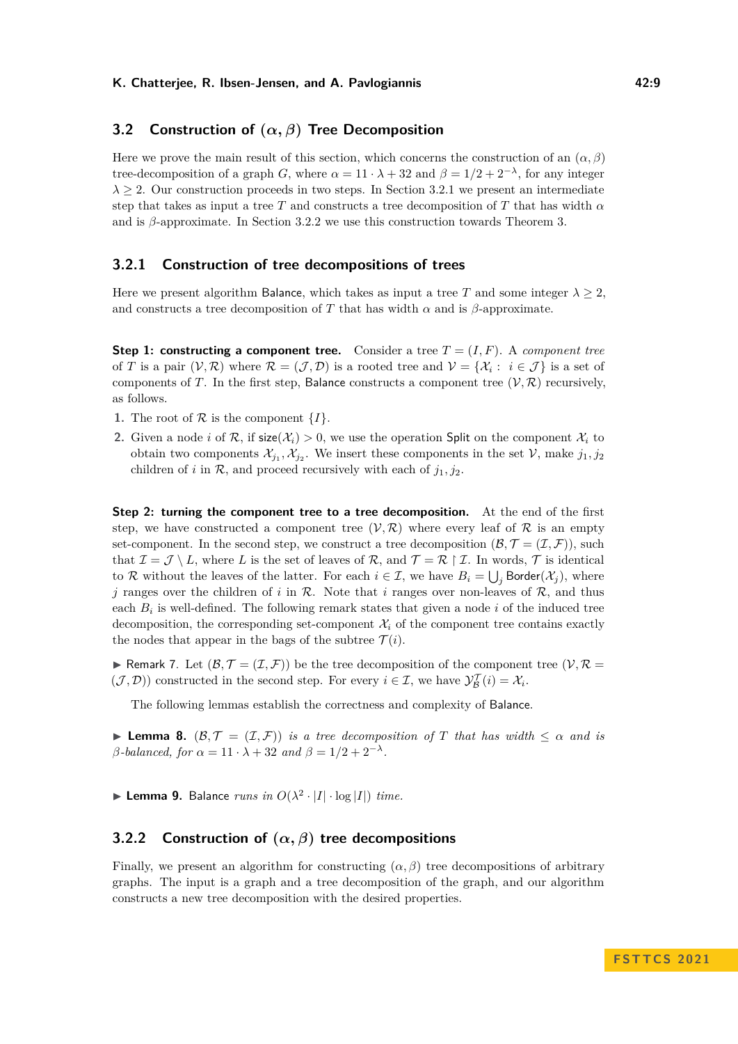## 3.2 Construction of $(\alpha, \beta)$ Tree Decomposition

Here we prove the main result of this section, which concerns the construction of an $(\alpha, \beta)$ tree-decomposition of a graph $G$, where $\alpha = 11 \cdot \lambda + 32$ and $\beta = 1/2 + 2^{-\lambda}$, for any integer $\lambda \geq 2$. Our construction proceeds in two steps. In Section 3.2.1 we present an intermediate step that takes as input a tree $T$ and constructs a tree decomposition of $T$ that has width $\alpha$ and is $\beta$-approximate. In Section 3.2.2 we use this construction towards Theorem 3.

### 3.2.1 Construction of tree decompositions of trees

Here we present algorithm Balance, which takes as input a tree $T$ and some integer $\lambda \geq 2$, and constructs a tree decomposition of $T$ that has width $\alpha$ and is $\beta$-approximate.

**Step 1: constructing a component tree.** Consider a tree $T = (I, F)$. A *component tree* of $T$ is a pair $(\mathcal{V}, \mathcal{R})$ where $\mathcal{R} = (\mathcal{J}, \mathcal{D})$ is a rooted tree and $\mathcal{V} = \{\mathcal{X}_i : i \in \mathcal{J}\}$ is a set of components of $T$. In the first step, Balance constructs a component tree $(\mathcal{V}, \mathcal{R})$ recursively, as follows.

1. The root of $\mathcal{R}$ is the component $\{I\}$.
2. Given a node $i$ of $\mathcal{R}$, if $\mathsf{size}(\mathcal{X}_i) > 0$, we use the operation Split on the component $\mathcal{X}_i$ to obtain two components $\mathcal{X}_{j_1}, \mathcal{X}_{j_2}$. We insert these components in the set $\mathcal{V}$, make $j_1, j_2$ children of $i$ in $\mathcal{R}$, and proceed recursively with each of $j_1, j_2$.

**Step 2: turning the component tree to a tree decomposition.** At the end of the first step, we have constructed a component tree $(\mathcal{V}, \mathcal{R})$ where every leaf of $\mathcal{R}$ is an empty set-component. In the second step, we construct a tree decomposition $(\mathcal{B}, \mathcal{T} = (\mathcal{I}, \mathcal{F}))$, such that $\mathcal{I} = \mathcal{J} \setminus L$, where $L$ is the set of leaves of $\mathcal{R}$, and $\mathcal{T} = \mathcal{R} \restriction \mathcal{I}$. In words, $\mathcal{T}$ is identical to $\mathcal{R}$ without the leaves of the latter. For each $i \in \mathcal{I}$, we have $B_i = \bigcup_j \mathsf{Border}(\mathcal{X}_j)$, where $j$ ranges over the children of $i$ in $\mathcal{R}$. Note that $i$ ranges over non-leaves of $\mathcal{R}$, and thus each $B_i$ is well-defined. The following remark states that given a node $i$ of the induced tree decomposition, the corresponding set-component $\mathcal{X}_i$ of the component tree contains exactly the nodes that appear in the bags of the subtree $\mathcal{T}(i)$.

▶ Remark 7. Let $(\mathcal{B}, \mathcal{T} = (\mathcal{I}, \mathcal{F}))$ be the tree decomposition of the component tree $(\mathcal{V}, \mathcal{R} = (\mathcal{J}, \mathcal{D}))$ constructed in the second step. For every $i \in \mathcal{I}$, we have $\mathcal{Y}^{\mathcal{T}}_{\mathcal{B}}(i) = \mathcal{X}_i$.

The following lemmas establish the correctness and complexity of Balance.

▶ **Lemma 8.** *$(\mathcal{B}, \mathcal{T} = (\mathcal{I}, \mathcal{F}))$ is a tree decomposition of $T$ that has width $\leq \alpha$ and is $\beta$-balanced, for $\alpha = 11 \cdot \lambda + 32$ and $\beta = 1/2 + 2^{-\lambda}$.*

▶ **Lemma 9.** *Balance runs in $O(\lambda^2 \cdot |I| \cdot \log |I|)$ time.*

### 3.2.2 Construction of $(\alpha, \beta)$ tree decompositions

Finally, we present an algorithm for constructing $(\alpha, \beta)$ tree decompositions of arbitrary graphs. The input is a graph and a tree decomposition of the graph, and our algorithm constructs a new tree decomposition with the desired properties.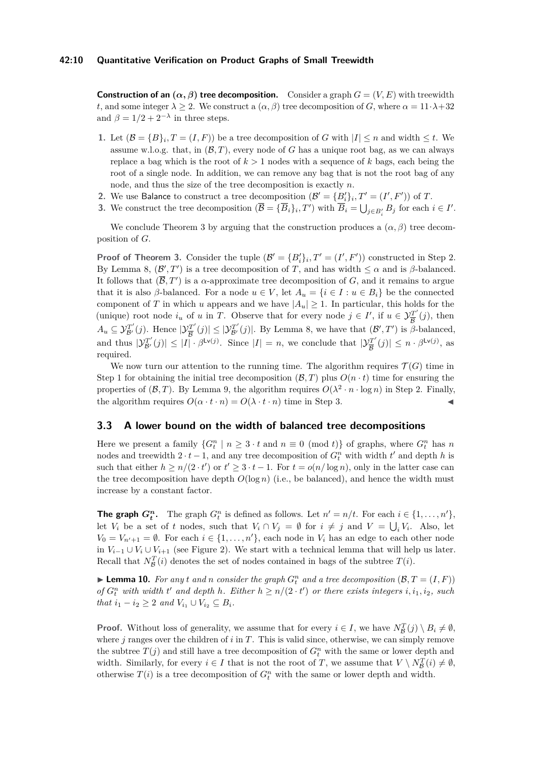**Construction of an $(\alpha, \beta)$ tree decomposition.** Consider a graph $G = (V, E)$ with treewidth $t$, and some integer $\lambda \geq 2$. We construct a $(\alpha, \beta)$ tree decomposition of $G$, where $\alpha = 11 \cdot \lambda + 32$ and $\beta = 1/2 + 2^{-\lambda}$ in three steps.

1. Let $(\mathcal{B} = \{B\}_i, T = (I, F))$ be a tree decomposition of $G$ with $|I| \leq n$ and width $\leq t$. We assume w.l.o.g. that, in $(\mathcal{B}, T)$, every node of $G$ has a unique root bag, as we can always replace a bag which is the root of $k > 1$ nodes with a sequence of $k$ bags, each being the root of a single node. In addition, we can remove any bag that is not the root bag of any node, and thus the size of the tree decomposition is exactly $n$.
2. We use Balance to construct a tree decomposition $(\mathcal{B}' = \{B'_i\}_i, T' = (I', F'))$ of $T$.
3. We construct the tree decomposition $(\overline{\mathcal{B}} = \{\overline{B}_i\}_i, T')$ with $\overline{B}_i = \bigcup_{j \in B'_i} B_j$ for each $i \in I'$.

We conclude Theorem 3 by arguing that the construction produces a $(\alpha, \beta)$ tree decomposition of $G$.

**Proof of Theorem 3.** Consider the tuple $(\mathcal{B}' = \{B'_i\}_i, T' = (I', F'))$ constructed in Step 2. By Lemma 8, $(\mathcal{B}', T')$ is a tree decomposition of $T$, and has width $\leq \alpha$ and is $\beta$-balanced. It follows that $(\overline{\mathcal{B}}, T')$ is a $\alpha$-approximate tree decomposition of $G$, and it remains to argue that it is also $\beta$-balanced. For a node $u \in V$, let $A_u = \{i \in I : u \in B_i\}$ be the connected component of $T$ in which $u$ appears and we have $|A_u| \geq 1$. In particular, this holds for the (unique) root node $i_u$ of $u$ in $T$. Observe that for every node $j \in I'$, if $u \in \mathcal{Y}^{T'}_{\overline{\mathcal{B}}}(j)$, then $A_u \subseteq \mathcal{Y}^{T'}_{\mathcal{B}'}(j)$. Hence $|\mathcal{Y}^{T'}_{\overline{\mathcal{B}}}(j)| \leq |\mathcal{Y}^{T'}_{\mathcal{B}'}(j)|$. By Lemma 8, we have that $(\mathcal{B}', T')$ is $\beta$-balanced, and thus $|\mathcal{Y}^{T'}_{\mathcal{B}'}(j)| \leq |I| \cdot \beta^{\mathsf{Lv}(j)}$. Since $|I| = n$, we conclude that $|\mathcal{Y}^{T'}_{\overline{\mathcal{B}}}(j)| \leq n \cdot \beta^{\mathsf{Lv}(j)}$, as required.

We now turn our attention to the running time. The algorithm requires $\mathcal{T}(G)$ time in Step 1 for obtaining the initial tree decomposition $(\mathcal{B}, T)$ plus $O(n \cdot t)$ time for ensuring the properties of $(\mathcal{B}, T)$. By Lemma 9, the algorithm requires $O(\lambda^2 \cdot n \cdot \log n)$ in Step 2. Finally, the algorithm requires $O(\alpha \cdot t \cdot n) = O(\lambda \cdot t \cdot n)$ time in Step 3. ◀

## 3.3 A lower bound on the width of balanced tree decompositions

Here we present a family $\{G^n_t \mid n \geq 3 \cdot t \text{ and } n \equiv 0 \pmod{t}\}$ of graphs, where $G^n_t$ has $n$ nodes and treewidth $2 \cdot t - 1$, and any tree decomposition of $G^n_t$ with width $t'$ and depth $h$ is such that either $h \geq n/(2 \cdot t')$ or $t' \geq 3 \cdot t - 1$. For $t = o(n/\log n)$, only in the latter case can the tree decomposition have depth $O(\log n)$ (i.e., be balanced), and hence the width must increase by a constant factor.

**The graph $G^n_t$.** The graph $G^n_t$ is defined as follows. Let $n' = n/t$. For each $i \in \{1, \ldots, n'\}$, let $V_i$ be a set of $t$ nodes, such that $V_i \cap V_j = \emptyset$ for $i \neq j$ and $V = \bigcup_i V_i$. Also, let $V_0 = V_{n'+1} = \emptyset$. For each $i \in \{1, \ldots, n'\}$, each node in $V_i$ has an edge to each other node in $V_{i-1} \cup V_i \cup V_{i+1}$ (see Figure 2). We start with a technical lemma that will help us later. Recall that $N^T_{\mathcal{B}}(i)$ denotes the set of nodes contained in bags of the subtree $T(i)$.

▶ **Lemma 10.** *For any $t$ and $n$ consider the graph $G^n_t$ and a tree decomposition $(\mathcal{B}, T = (I, F))$ of $G^n_t$ with width $t'$ and depth $h$. Either $h \geq n/(2 \cdot t')$ or there exists integers $i, i_1, i_2$, such that $i_1 - i_2 \geq 2$ and $V_{i_1} \cup V_{i_2} \subseteq B_i$.*

**Proof.** Without loss of generality, we assume that for every $i \in I$, we have $N^T_{\mathcal{B}}(j) \setminus B_i \neq \emptyset$, where $j$ ranges over the children of $i$ in $T$. This is valid since, otherwise, we can simply remove the subtree $T(j)$ and still have a tree decomposition of $G^n_t$ with the same or lower depth and width. Similarly, for every $i \in I$ that is not the root of $T$, we assume that $V \setminus N^T_{\mathcal{B}}(i) \neq \emptyset$, otherwise $T(i)$ is a tree decomposition of $G^n_t$ with the same or lower depth and width.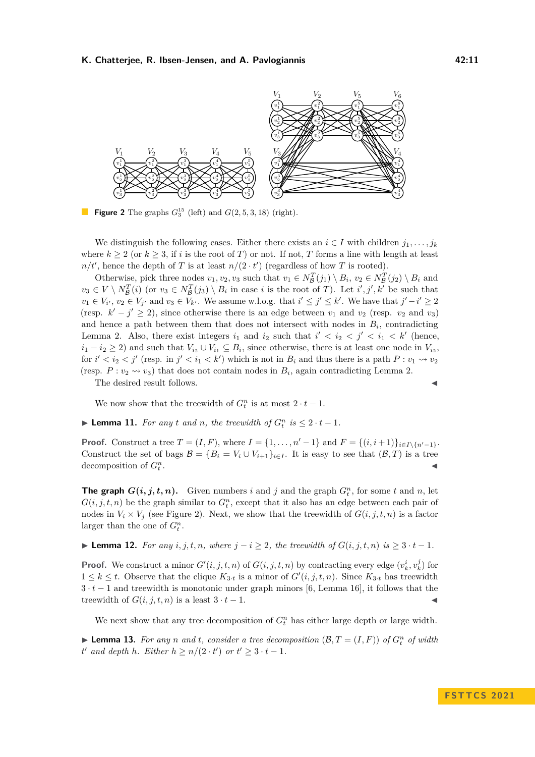**Figure 2** The graphs $G_3^{15}$ (left) and $G(2,5,3,18)$ (right).

We distinguish the following cases. Either there exists an $i \in I$ with children $j_1, \dots, j_k$ where $k \geq 2$ (or $k \geq 3$, if $i$ is the root of $T$) or not. If not, $T$ forms a line with length at least $n/t'$, hence the depth of $T$ is at least $n/(2 \cdot t')$ (regardless of how $T$ is rooted).

Otherwise, pick three nodes $v_1, v_2, v_3$ such that $v_1 \in N^T_{\mathcal{B}}(j_1) \setminus B_i$, $v_2 \in N^T_{\mathcal{B}}(j_2) \setminus B_i$ and $v_3 \in V \setminus N^T_{\mathcal{B}}(i)$ (or $v_3 \in N^T_{\mathcal{B}}(j_3) \setminus B_i$ in case $i$ is the root of $T$). Let $i', j', k'$ be such that $v_1 \in V_{i'}$, $v_2 \in V_{j'}$ and $v_3 \in V_{k'}$. We assume w.l.o.g. that $i' \leq j' \leq k'$. We have that $j' - i' \geq 2$ (resp. $k' - j' \geq 2$), since otherwise there is an edge between $v_1$ and $v_2$ (resp. $v_2$ and $v_3$) and hence a path between them that does not intersect with nodes in $B_i$, contradicting Lemma 2. Also, there exist integers $i_1$ and $i_2$ such that $i' < i_2 < j' < i_1 < k'$ (hence, $i_1 - i_2 \geq 2$) and such that $V_{i_2} \cup V_{i_1} \subseteq B_i$, since otherwise, there is at least one node in $V_{i_2}$, for $i' < i_2 < j'$ (resp. in $j' < i_1 < k'$) which is not in $B_i$ and thus there is a path $P : v_1 \rightsquigarrow v_2$ (resp. $P : v_2 \rightsquigarrow v_3$) that does not contain nodes in $B_i$, again contradicting Lemma 2.

The desired result follows. ◀

We now show that the treewidth of $G^n_t$ is at most $2 \cdot t - 1$.

▶ **Lemma 11.** *For any $t$ and $n$, the treewidth of $G^n_t$ is $\leq 2 \cdot t - 1$.*

**Proof.** Construct a tree $T = (I, F)$, where $I = \{1, \dots, n' - 1\}$ and $F = \{(i, i+1)\}_{i \in I \setminus \{n'-1\}}$. Construct the set of bags $\mathcal{B} = \{B_i = V_i \cup V_{i+1}\}_{i \in I}$. It is easy to see that $(\mathcal{B}, T)$ is a tree decomposition of $G^n_t$. ◀

**The graph $G(i,j,t,n)$.** Given numbers $i$ and $j$ and the graph $G^n_t$, for some $t$ and $n$, let $G(i,j,t,n)$ be the graph similar to $G^n_t$, except that it also has an edge between each pair of nodes in $V_i \times V_j$ (see Figure 2). Next, we show that the treewidth of $G(i,j,t,n)$ is a factor larger than the one of $G^n_t$.

▶ **Lemma 12.** *For any $i, j, t, n$, where $j - i \geq 2$, the treewidth of $G(i,j,t,n)$ is $\geq 3 \cdot t - 1$.*

**Proof.** We construct a minor $G'(i,j,t,n)$ of $G(i,j,t,n)$ by contracting every edge $(v^i_k, v^j_k)$ for $1 \leq k \leq t$. Observe that the clique $K_{3 \cdot t}$ is a minor of $G'(i,j,t,n)$. Since $K_{3 \cdot t}$ has treewidth $3 \cdot t - 1$ and treewidth is monotonic under graph minors [6, Lemma 16], it follows that the treewidth of $G(i,j,t,n)$ is a least $3 \cdot t - 1$. ◀

We next show that any tree decomposition of $G^n_t$ has either large depth or large width.

▶ **Lemma 13.** *For any $n$ and $t$, consider a tree decomposition $(\mathcal{B}, T = (I, F))$ of $G^n_t$ of width $t'$ and depth $h$. Either $h \geq n/(2 \cdot t')$ or $t' \geq 3 \cdot t - 1$.*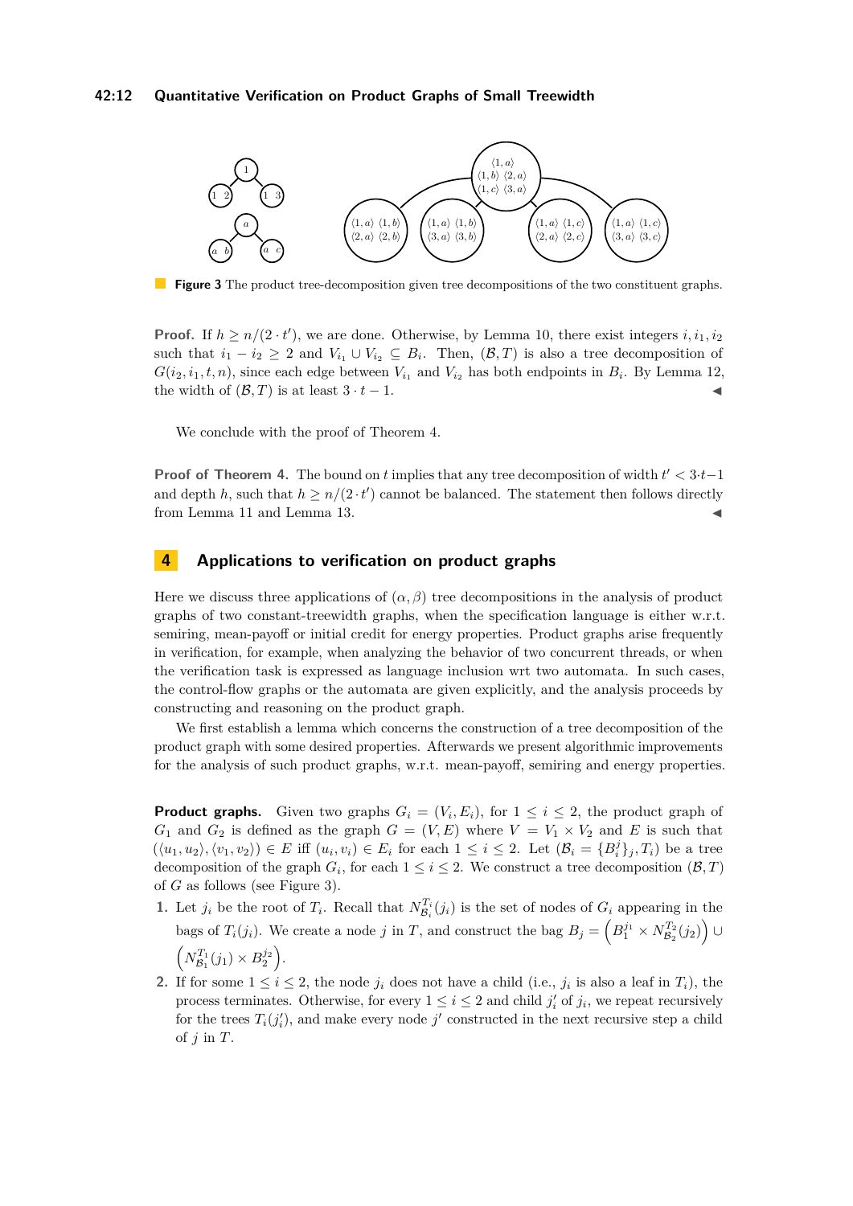**Figure 3** The product tree-decomposition given tree decompositions of the two constituent graphs.

**Proof.** If $h \geq n/(2 \cdot t')$, we are done. Otherwise, by Lemma 10, there exist integers $i, i_1, i_2$ such that $i_1 - i_2 \geq 2$ and $V_{i_1} \cup V_{i_2} \subseteq B_i$. Then, $(\mathcal{B}, T)$ is also a tree decomposition of $G(i_2, i_1, t, n)$, since each edge between $V_{i_1}$ and $V_{i_2}$ has both endpoints in $B_i$. By Lemma 12, the width of $(\mathcal{B}, T)$ is at least $3 \cdot t - 1$. ◀

We conclude with the proof of Theorem 4.

**Proof of Theorem 4.** The bound on $t$ implies that any tree decomposition of width $t' < 3 \cdot t - 1$ and depth $h$, such that $h \geq n/(2 \cdot t')$ cannot be balanced. The statement then follows directly from Lemma 11 and Lemma 13. ◀

## 4 Applications to verification on product graphs

Here we discuss three applications of $(\alpha, \beta)$ tree decompositions in the analysis of product graphs of two constant-treewidth graphs, when the specification language is either w.r.t. semiring, mean-payoff or initial credit for energy properties. Product graphs arise frequently in verification, for example, when analyzing the behavior of two concurrent threads, or when the verification task is expressed as language inclusion wrt two automata. In such cases, the control-flow graphs or the automata are given explicitly, and the analysis proceeds by constructing and reasoning on the product graph.

We first establish a lemma which concerns the construction of a tree decomposition of the product graph with some desired properties. Afterwards we present algorithmic improvements for the analysis of such product graphs, w.r.t. mean-payoff, semiring and energy properties.

**Product graphs.** Given two graphs $G_i = (V_i, E_i)$, for $1 \leq i \leq 2$, the product graph of $G_1$ and $G_2$ is defined as the graph $G = (V, E)$ where $V = V_1 \times V_2$ and $E$ is such that $(\langle u_1, u_2 \rangle, \langle v_1, v_2 \rangle) \in E$ iff $(u_i, v_i) \in E_i$ for each $1 \leq i \leq 2$. Let $(\mathcal{B}_i = \{B_i^j\}_j, T_i)$ be a tree decomposition of the graph $G_i$, for each $1 \leq i \leq 2$. We construct a tree decomposition $(\mathcal{B}, T)$ of $G$ as follows (see Figure 3).

1. Let $j_i$ be the root of $T_i$. Recall that $N_{\mathcal{B}_i}^{T_i}(j_i)$ is the set of nodes of $G_i$ appearing in the bags of $T_i(j_i)$. We create a node $j$ in $T$, and construct the bag $B_j = \left(B_1^{j_1} \times N_{\mathcal{B}_2}^{T_2}(j_2)\right) \cup \left(N_{\mathcal{B}_1}^{T_1}(j_1) \times B_2^{j_2}\right)$.
2. If for some $1 \leq i \leq 2$, the node $j_i$ does not have a child (i.e., $j_i$ is also a leaf in $T_i$), the process terminates. Otherwise, for every $1 \leq i \leq 2$ and child $j_i'$ of $j_i$, we repeat recursively for the trees $T_i(j_i')$, and make every node $j'$ constructed in the next recursive step a child of $j$ in $T$.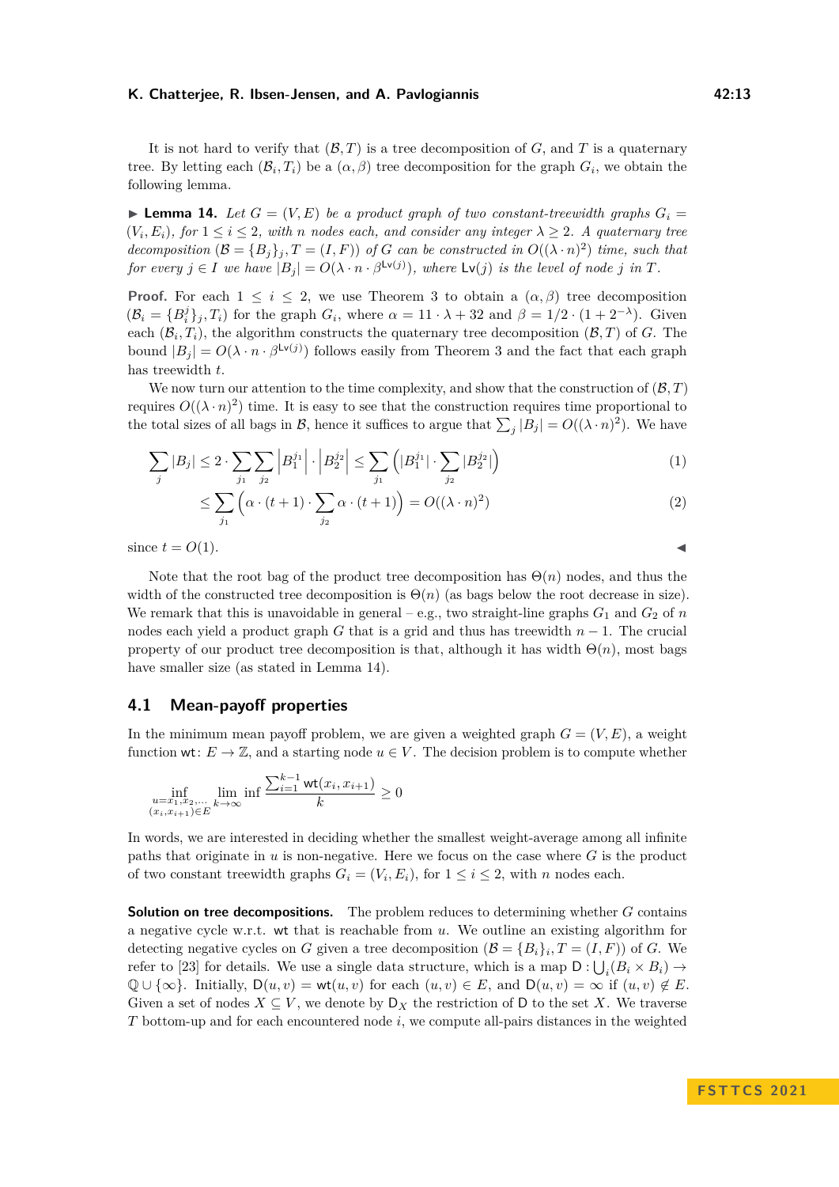It is not hard to verify that $(\mathcal{B}, T)$ is a tree decomposition of $G$, and $T$ is a quaternary tree. By letting each $(\mathcal{B}_i, T_i)$ be a $(\alpha, \beta)$ tree decomposition for the graph $G_i$, we obtain the following lemma.

▶ **Lemma 14.** *Let $G = (V, E)$ be a product graph of two constant-treewidth graphs $G_i = (V_i, E_i)$, for $1 \leq i \leq 2$, with $n$ nodes each, and consider any integer $\lambda \geq 2$. A quaternary tree decomposition $(\mathcal{B} = \{B_j\}_j, T = (I, F))$ of $G$ can be constructed in $O((\lambda \cdot n)^2)$ time, such that for every $j \in I$ we have $|B_j| = O(\lambda \cdot n \cdot \beta^{\mathsf{Lv}(j)})$, where $\mathsf{Lv}(j)$ is the level of node $j$ in $T$.*

**Proof.** For each $1 \leq i \leq 2$, we use Theorem 3 to obtain a $(\alpha, \beta)$ tree decomposition $(\mathcal{B}_i = \{B_i^j\}_j, T_i)$ for the graph $G_i$, where $\alpha = 11 \cdot \lambda + 32$ and $\beta = 1/2 \cdot (1 + 2^{-\lambda})$. Given each $(\mathcal{B}_i, T_i)$, the algorithm constructs the quaternary tree decomposition $(\mathcal{B}, T)$ of $G$. The bound $|B_j| = O(\lambda \cdot n \cdot \beta^{\mathsf{Lv}(j)})$ follows easily from Theorem 3 and the fact that each graph has treewidth $t$.

We now turn our attention to the time complexity, and show that the construction of $(\mathcal{B}, T)$ requires $O((\lambda \cdot n)^2)$ time. It is easy to see that the construction requires time proportional to the total sizes of all bags in $\mathcal{B}$, hence it suffices to argue that $\sum_j |B_j| = O((\lambda \cdot n)^2)$. We have

$$\sum_j |B_j| \leq 2 \cdot \sum_{j_1} \sum_{j_2} \left|B_1^{j_1}\right| \cdot \left|B_2^{j_2}\right| \leq \sum_{j_1} \left(|B_1^{j_1}| \cdot \sum_{j_2} |B_2^{j_2}|\right) \tag{1}$$

$$\leq \sum_{j_1} \left(\alpha \cdot (t+1) \cdot \sum_{j_2} \alpha \cdot (t+1)\right) = O((\lambda \cdot n)^2) \tag{2}$$

since $t = O(1)$. ◀

Note that the root bag of the product tree decomposition has $\Theta(n)$ nodes, and thus the width of the constructed tree decomposition is $\Theta(n)$ (as bags below the root decrease in size). We remark that this is unavoidable in general – e.g., two straight-line graphs $G_1$ and $G_2$ of $n$ nodes each yield a product graph $G$ that is a grid and thus has treewidth $n - 1$. The crucial property of our product tree decomposition is that, although it has width $\Theta(n)$, most bags have smaller size (as stated in Lemma 14).

## 4.1 Mean-payoff properties

In the minimum mean payoff problem, we are given a weighted graph $G = (V, E)$, a weight function $\mathsf{wt}\colon E \to \mathbb{Z}$, and a starting node $u \in V$. The decision problem is to compute whether

$$\inf_{\substack{u = x_1, x_2, \dots \\ (x_i, x_{i+1}) \in E}} \liminf_{k \to \infty} \frac{\sum_{i=1}^{k-1} \mathsf{wt}(x_i, x_{i+1})}{k} \geq 0$$

In words, we are interested in deciding whether the smallest weight-average among all infinite paths that originate in $u$ is non-negative. Here we focus on the case where $G$ is the product of two constant treewidth graphs $G_i = (V_i, E_i)$, for $1 \leq i \leq 2$, with $n$ nodes each.

**Solution on tree decompositions.** The problem reduces to determining whether $G$ contains a negative cycle w.r.t. $\mathsf{wt}$ that is reachable from $u$. We outline an existing algorithm for detecting negative cycles on $G$ given a tree decomposition $(\mathcal{B} = \{B_i\}_i, T = (I, F))$ of $G$. We refer to [23] for details. We use a single data structure, which is a map $\mathsf{D} : \bigcup_i (B_i \times B_i) \to \mathbb{Q} \cup \{\infty\}$. Initially, $\mathsf{D}(u, v) = \mathsf{wt}(u, v)$ for each $(u, v) \in E$, and $\mathsf{D}(u, v) = \infty$ if $(u, v) \notin E$. Given a set of nodes $X \subseteq V$, we denote by $\mathsf{D}_X$ the restriction of $\mathsf{D}$ to the set $X$. We traverse $T$ bottom-up and for each encountered node $i$, we compute all-pairs distances in the weighted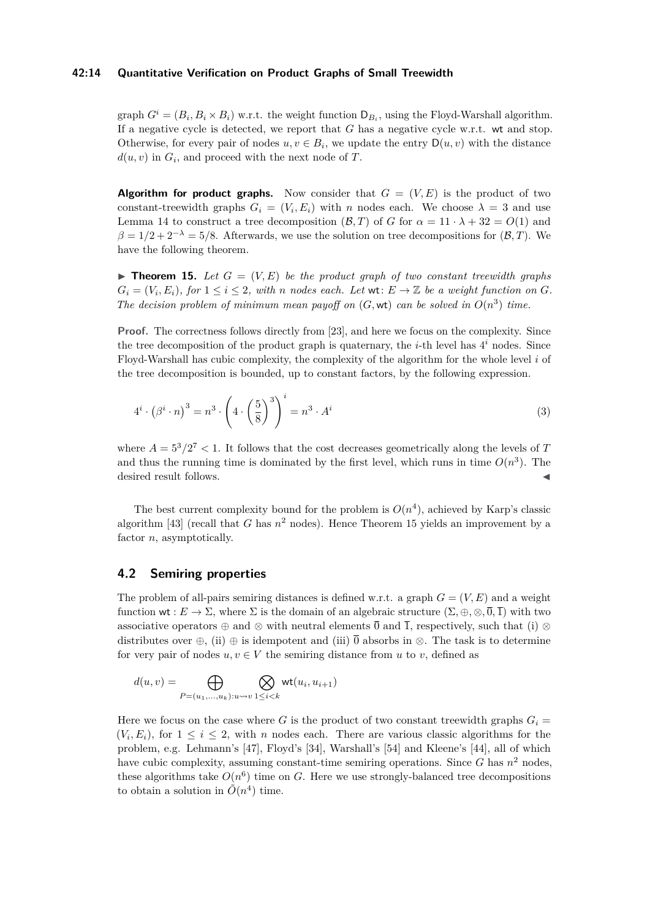graph $G^i = (B_i, B_i \times B_i)$ w.r.t. the weight function $\mathsf{D}_{B_i}$, using the Floyd-Warshall algorithm. If a negative cycle is detected, we report that $G$ has a negative cycle w.r.t. $\mathsf{wt}$ and stop. Otherwise, for every pair of nodes $u, v \in B_i$, we update the entry $\mathsf{D}(u, v)$ with the distance $d(u, v)$ in $G_i$, and proceed with the next node of $T$.

**Algorithm for product graphs.** Now consider that $G = (V, E)$ is the product of two constant-treewidth graphs $G_i = (V_i, E_i)$ with $n$ nodes each. We choose $\lambda = 3$ and use Lemma 14 to construct a tree decomposition $(\mathcal{B}, T)$ of $G$ for $\alpha = 11 \cdot \lambda + 32 = O(1)$ and $\beta = 1/2 + 2^{-\lambda} = 5/8$. Afterwards, we use the solution on tree decompositions for $(\mathcal{B}, T)$. We have the following theorem.

▶ **Theorem 15.** *Let $G = (V, E)$ be the product graph of two constant treewidth graphs $G_i = (V_i, E_i)$, for $1 \leq i \leq 2$, with $n$ nodes each. Let $\mathsf{wt}\colon E \to \mathbb{Z}$ be a weight function on $G$. The decision problem of minimum mean payoff on $(G, \mathsf{wt})$ can be solved in $O(n^3)$ time.*

**Proof.** The correctness follows directly from [23], and here we focus on the complexity. Since the tree decomposition of the product graph is quaternary, the $i$-th level has $4^i$ nodes. Since Floyd-Warshall has cubic complexity, the complexity of the algorithm for the whole level $i$ of the tree decomposition is bounded, up to constant factors, by the following expression.

$$4^i \cdot \left(\beta^i \cdot n\right)^3 = n^3 \cdot \left(4 \cdot \left(\frac{5}{8}\right)^3\right)^i = n^3 \cdot A^i \tag{3}$$

where $A = 5^3/2^7 < 1$. It follows that the cost decreases geometrically along the levels of $T$ and thus the running time is dominated by the first level, which runs in time $O(n^3)$. The desired result follows. ◀

The best current complexity bound for the problem is $O(n^4)$, achieved by Karp's classic algorithm [43] (recall that $G$ has $n^2$ nodes). Hence Theorem 15 yields an improvement by a factor $n$, asymptotically.

## 4.2 Semiring properties

The problem of all-pairs semiring distances is defined w.r.t. a graph $G = (V, E)$ and a weight function $\mathsf{wt} : E \to \Sigma$, where $\Sigma$ is the domain of an algebraic structure $(\Sigma, \oplus, \otimes, \overline{0}, \overline{1})$ with two associative operators $\oplus$ and $\otimes$ with neutral elements $\overline{0}$ and $\overline{1}$, respectively, such that (i) $\otimes$ distributes over $\oplus$, (ii) $\oplus$ is idempotent and (iii) $\overline{0}$ absorbs in $\otimes$. The task is to determine for very pair of nodes $u, v \in V$ the semiring distance from $u$ to $v$, defined as

$$d(u, v) = \bigoplus_{P=(u_1,\dots,u_k):u \rightsquigarrow v} \bigotimes_{1 \leq i < k} \mathsf{wt}(u_i, u_{i+1})$$

Here we focus on the case where $G$ is the product of two constant treewidth graphs $G_i = (V_i, E_i)$, for $1 \leq i \leq 2$, with $n$ nodes each. There are various classic algorithms for the problem, e.g. Lehmann's [47], Floyd's [34], Warshall's [54] and Kleene's [44], all of which have cubic complexity, assuming constant-time semiring operations. Since $G$ has $n^2$ nodes, these algorithms take $O(n^6)$ time on $G$. Here we use strongly-balanced tree decompositions to obtain a solution in $\tilde{O}(n^4)$ time.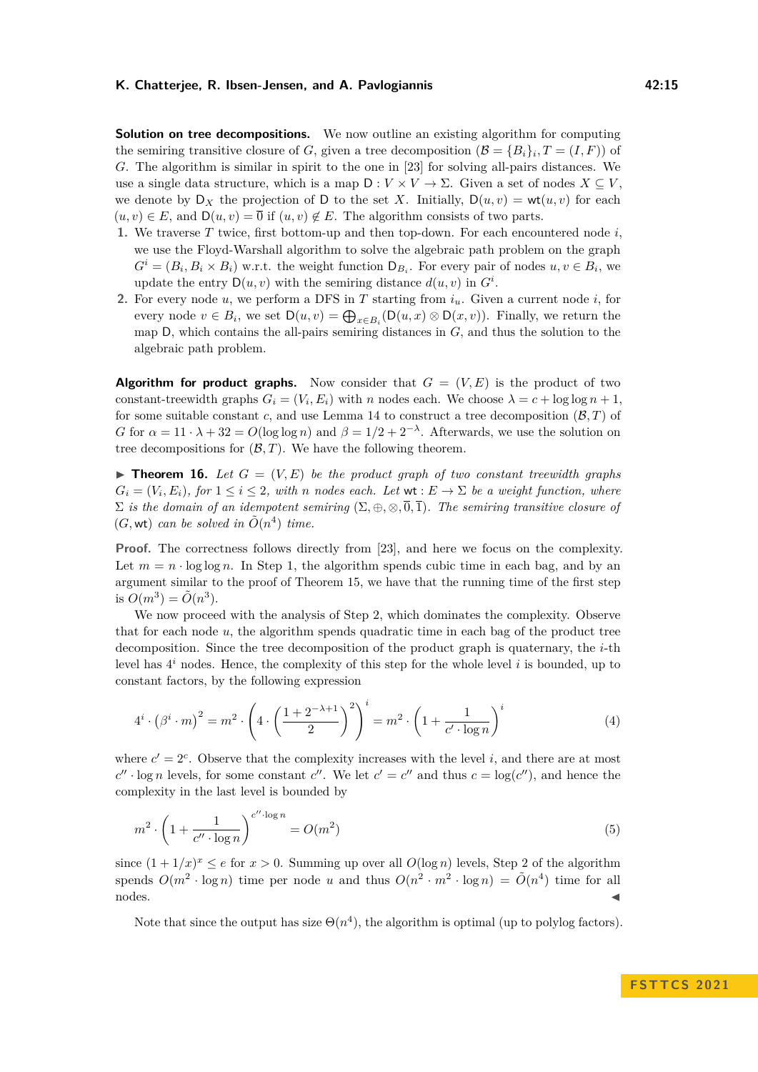**Solution on tree decompositions.** We now outline an existing algorithm for computing the semiring transitive closure of $G$, given a tree decomposition $(\mathcal{B} = \{B_i\}_i, T = (I, F))$ of $G$. The algorithm is similar in spirit to the one in [23] for solving all-pairs distances. We use a single data structure, which is a map $\mathsf{D} : V \times V \to \Sigma$. Given a set of nodes $X \subseteq V$, we denote by $\mathsf{D}_X$ the projection of $\mathsf{D}$ to the set $X$. Initially, $\mathsf{D}(u, v) = \mathsf{wt}(u, v)$ for each $(u, v) \in E$, and $\mathsf{D}(u, v) = \overline{0}$ if $(u, v) \notin E$. The algorithm consists of two parts.

1. We traverse $T$ twice, first bottom-up and then top-down. For each encountered node $i$, we use the Floyd-Warshall algorithm to solve the algebraic path problem on the graph $G^i = (B_i, B_i \times B_i)$ w.r.t. the weight function $\mathsf{D}_{B_i}$. For every pair of nodes $u, v \in B_i$, we update the entry $\mathsf{D}(u, v)$ with the semiring distance $d(u, v)$ in $G^i$.
2. For every node $u$, we perform a DFS in $T$ starting from $i_u$. Given a current node $i$, for every node $v \in B_i$, we set $\mathsf{D}(u, v) = \bigoplus_{x \in B_i} (\mathsf{D}(u, x) \otimes \mathsf{D}(x, v))$. Finally, we return the map $\mathsf{D}$, which contains the all-pairs semiring distances in $G$, and thus the solution to the algebraic path problem.

**Algorithm for product graphs.** Now consider that $G = (V, E)$ is the product of two constant-treewidth graphs $G_i = (V_i, E_i)$ with $n$ nodes each. We choose $\lambda = c + \log \log n + 1$, for some suitable constant $c$, and use Lemma 14 to construct a tree decomposition $(\mathcal{B}, T)$ of $G$ for $\alpha = 11 \cdot \lambda + 32 = O(\log \log n)$ and $\beta = 1/2 + 2^{-\lambda}$. Afterwards, we use the solution on tree decompositions for $(\mathcal{B}, T)$. We have the following theorem.

▶ **Theorem 16.** *Let $G = (V, E)$ be the product graph of two constant treewidth graphs $G_i = (V_i, E_i)$, for $1 \leq i \leq 2$, with $n$ nodes each. Let $\mathsf{wt} : E \to \Sigma$ be a weight function, where $\Sigma$ is the domain of an idempotent semiring $(\Sigma, \oplus, \otimes, \overline{0}, \overline{1})$. The semiring transitive closure of $(G, \mathsf{wt})$ can be solved in $\tilde{O}(n^4)$ time.*

**Proof.** The correctness follows directly from [23], and here we focus on the complexity. Let $m = n \cdot \log \log n$. In Step 1, the algorithm spends cubic time in each bag, and by an argument similar to the proof of Theorem 15, we have that the running time of the first step is $O(m^3) = \tilde{O}(n^3)$.

We now proceed with the analysis of Step 2, which dominates the complexity. Observe that for each node $u$, the algorithm spends quadratic time in each bag of the product tree decomposition. Since the tree decomposition of the product graph is quaternary, the $i$-th level has $4^i$ nodes. Hence, the complexity of this step for the whole level $i$ is bounded, up to constant factors, by the following expression

$$4^i \cdot \left(\beta^i \cdot m\right)^2 = m^2 \cdot \left(4 \cdot \left(\frac{1 + 2^{-\lambda+1}}{2}\right)^2\right)^i = m^2 \cdot \left(1 + \frac{1}{c' \cdot \log n}\right)^i \tag{4}$$

where $c' = 2^c$. Observe that the complexity increases with the level $i$, and there are at most $c'' \cdot \log n$ levels, for some constant $c''$. We let $c' = c''$ and thus $c = \log(c'')$, and hence the complexity in the last level is bounded by

$$m^2 \cdot \left(1 + \frac{1}{c'' \cdot \log n}\right)^{c'' \cdot \log n} = O(m^2) \tag{5}$$

since $(1 + 1/x)^x \leq e$ for $x > 0$. Summing up over all $O(\log n)$ levels, Step 2 of the algorithm spends $O(m^2 \cdot \log n)$ time per node $u$ and thus $O(n^2 \cdot m^2 \cdot \log n) = \tilde{O}(n^4)$ time for all nodes. ◀

Note that since the output has size $\Theta(n^4)$, the algorithm is optimal (up to polylog factors).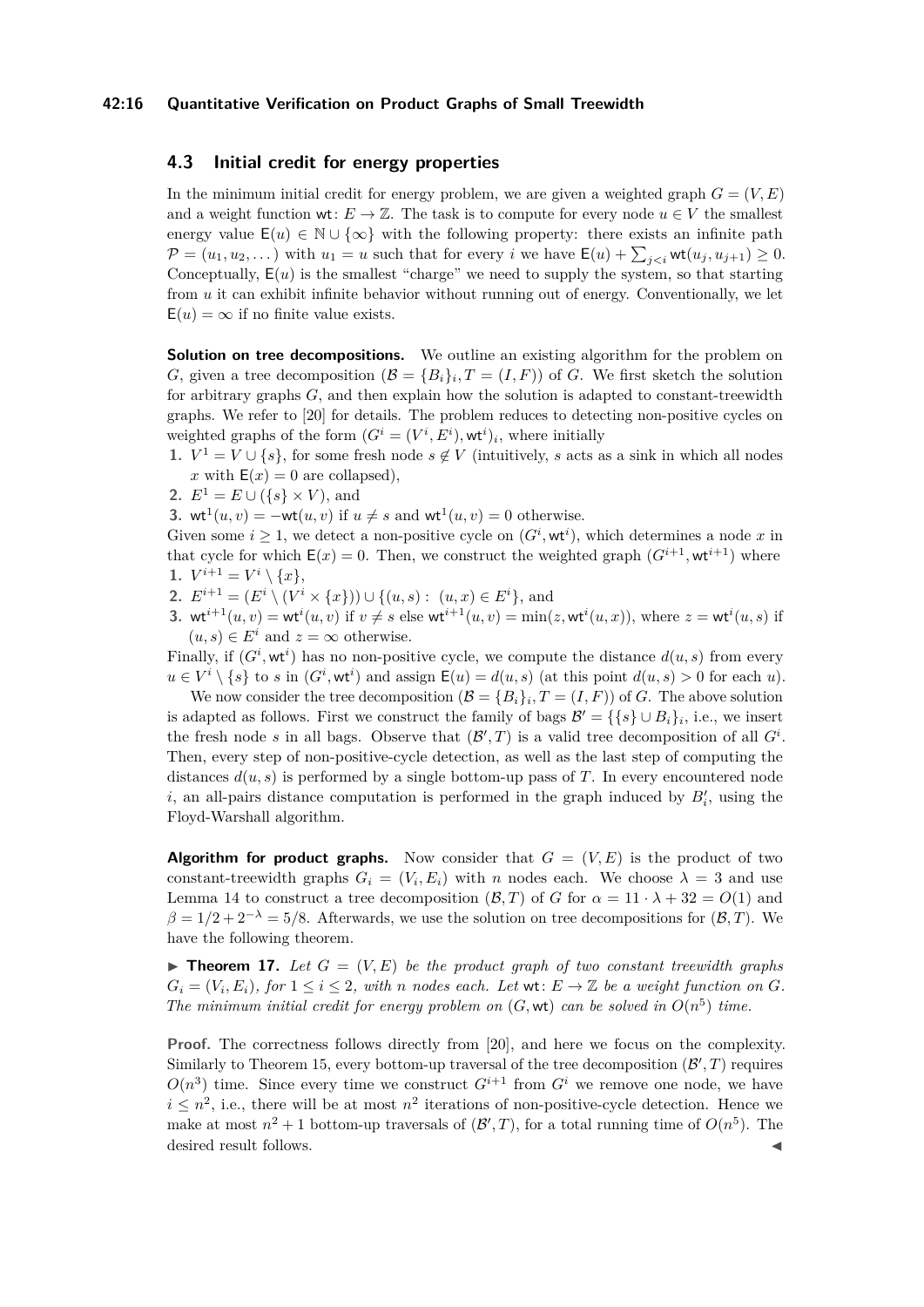## 4.3 Initial credit for energy properties

In the minimum initial credit for energy problem, we are given a weighted graph $G = (V, E)$ and a weight function $\mathsf{wt}: E \to \mathbb{Z}$. The task is to compute for every node $u \in V$ the smallest energy value $\mathsf{E}(u) \in \mathbb{N} \cup \{\infty\}$ with the following property: there exists an infinite path $\mathcal{P} = (u_1, u_2, \dots)$ with $u_1 = u$ such that for every $i$ we have $\mathsf{E}(u) + \sum_{j<i} \mathsf{wt}(u_j, u_{j+1}) \geq 0$. Conceptually, $\mathsf{E}(u)$ is the smallest "charge" we need to supply the system, so that starting from $u$ it can exhibit infinite behavior without running out of energy. Conventionally, we let $\mathsf{E}(u) = \infty$ if no finite value exists.

**Solution on tree decompositions.** We outline an existing algorithm for the problem on $G$, given a tree decomposition $(\mathcal{B} = \{B_i\}_i, T = (I, F))$ of $G$. We first sketch the solution for arbitrary graphs $G$, and then explain how the solution is adapted to constant-treewidth graphs. We refer to [20] for details. The problem reduces to detecting non-positive cycles on weighted graphs of the form $(G^i = (V^i, E^i), \mathsf{wt}^i)_i$, where initially

1. $V^1 = V \cup \{s\}$, for some fresh node $s \notin V$ (intuitively, $s$ acts as a sink in which all nodes $x$ with $\mathsf{E}(x) = 0$ are collapsed),
2. $E^1 = E \cup (\{s\} \times V)$, and
3. $\mathsf{wt}^1(u, v) = -\mathsf{wt}(u, v)$ if $u \neq s$ and $\mathsf{wt}^1(u, v) = 0$ otherwise.

Given some $i \geq 1$, we detect a non-positive cycle on $(G^i, \mathsf{wt}^i)$, which determines a node $x$ in that cycle for which $\mathsf{E}(x) = 0$. Then, we construct the weighted graph $(G^{i+1}, \mathsf{wt}^{i+1})$ where

1. $V^{i+1} = V^i \setminus \{x\}$,
2. $E^{i+1} = (E^i \setminus (V^i \times \{x\})) \cup \{(u, s) : (u, x) \in E^i\}$, and
3. $\mathsf{wt}^{i+1}(u, v) = \mathsf{wt}^i(u, v)$ if $v \neq s$ else $\mathsf{wt}^{i+1}(u, v) = \min(z, \mathsf{wt}^i(u, x))$, where $z = \mathsf{wt}^i(u, s)$ if $(u, s) \in E^i$ and $z = \infty$ otherwise.

Finally, if $(G^i, \mathsf{wt}^i)$ has no non-positive cycle, we compute the distance $d(u, s)$ from every $u \in V^i \setminus \{s\}$ to $s$ in $(G^i, \mathsf{wt}^i)$ and assign $\mathsf{E}(u) = d(u, s)$ (at this point $d(u, s) > 0$ for each $u$).

We now consider the tree decomposition $(\mathcal{B} = \{B_i\}_i, T = (I, F))$ of $G$. The above solution is adapted as follows. First we construct the family of bags $\mathcal{B}' = \{\{s\} \cup B_i\}_i$, i.e., we insert the fresh node $s$ in all bags. Observe that $(\mathcal{B}', T)$ is a valid tree decomposition of all $G^i$. Then, every step of non-positive-cycle detection, as well as the last step of computing the distances $d(u, s)$ is performed by a single bottom-up pass of $T$. In every encountered node $i$, an all-pairs distance computation is performed in the graph induced by $B'_i$, using the Floyd-Warshall algorithm.

**Algorithm for product graphs.** Now consider that $G = (V, E)$ is the product of two constant-treewidth graphs $G_i = (V_i, E_i)$ with $n$ nodes each. We choose $\lambda = 3$ and use Lemma 14 to construct a tree decomposition $(\mathcal{B}, T)$ of $G$ for $\alpha = 11 \cdot \lambda + 32 = O(1)$ and $\beta = 1/2 + 2^{-\lambda} = 5/8$. Afterwards, we use the solution on tree decompositions for $(\mathcal{B}, T)$. We have the following theorem.

▶ **Theorem 17.** *Let $G = (V, E)$ be the product graph of two constant treewidth graphs $G_i = (V_i, E_i)$, for $1 \leq i \leq 2$, with $n$ nodes each. Let $\mathsf{wt}: E \to \mathbb{Z}$ be a weight function on $G$. The minimum initial credit for energy problem on $(G, \mathsf{wt})$ can be solved in $O(n^5)$ time.*

**Proof.** The correctness follows directly from [20], and here we focus on the complexity. Similarly to Theorem 15, every bottom-up traversal of the tree decomposition $(\mathcal{B}', T)$ requires $O(n^3)$ time. Since every time we construct $G^{i+1}$ from $G^i$ we remove one node, we have $i \leq n^2$, i.e., there will be at most $n^2$ iterations of non-positive-cycle detection. Hence we make at most $n^2 + 1$ bottom-up traversals of $(\mathcal{B}', T)$, for a total running time of $O(n^5)$. The desired result follows. ◀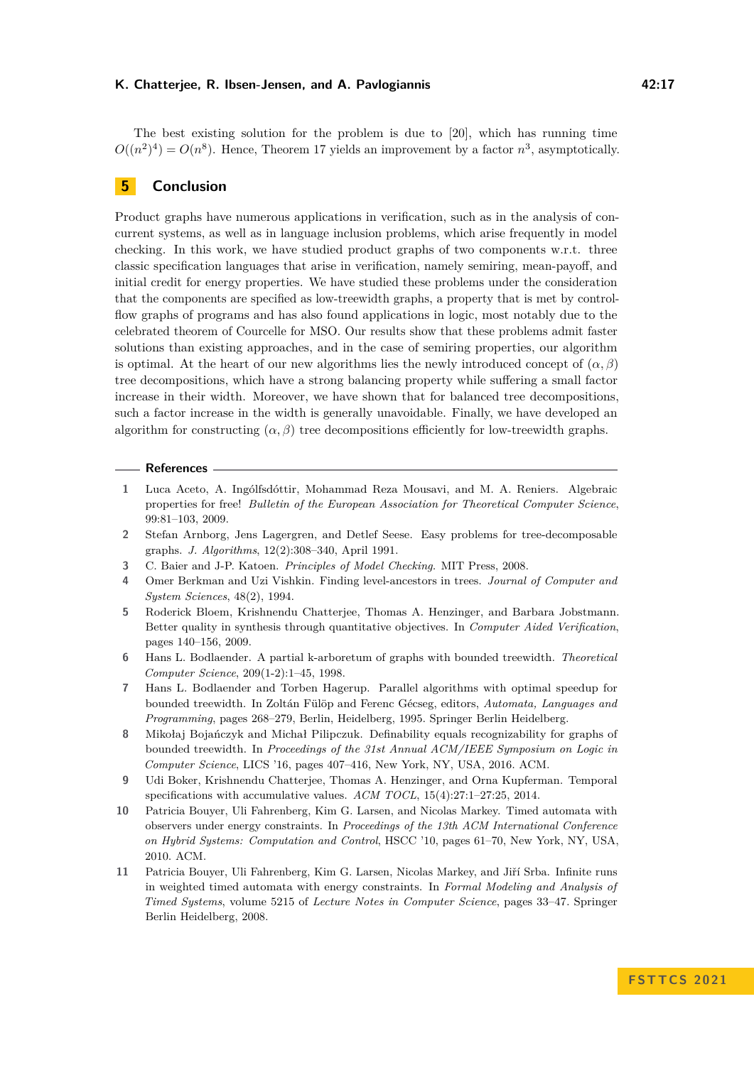The best existing solution for the problem is due to [20], which has running time $O((n^2)^4) = O(n^8)$. Hence, Theorem 17 yields an improvement by a factor $n^3$, asymptotically.

## 5 Conclusion

Product graphs have numerous applications in verification, such as in the analysis of concurrent systems, as well as in language inclusion problems, which arise frequently in model checking. In this work, we have studied product graphs of two components w.r.t. three classic specification languages that arise in verification, namely semiring, mean-payoff, and initial credit for energy properties. We have studied these problems under the consideration that the components are specified as low-treewidth graphs, a property that is met by control-flow graphs of programs and has also found applications in logic, most notably due to the celebrated theorem of Courcelle for MSO. Our results show that these problems admit faster solutions than existing approaches, and in the case of semiring properties, our algorithm is optimal. At the heart of our new algorithms lies the newly introduced concept of $(\alpha, \beta)$ tree decompositions, which have a strong balancing property while suffering a small factor increase in their width. Moreover, we have shown that for balanced tree decompositions, such a factor increase in the width is generally unavoidable. Finally, we have developed an algorithm for constructing $(\alpha, \beta)$ tree decompositions efficiently for low-treewidth graphs.

## References

1. Luca Aceto, A. Ingólfsdóttir, Mohammad Reza Mousavi, and M. A. Reniers. Algebraic properties for free! *Bulletin of the European Association for Theoretical Computer Science*, 99:81–103, 2009.
2. Stefan Arnborg, Jens Lagergren, and Detlef Seese. Easy problems for tree-decomposable graphs. *J. Algorithms*, 12(2):308–340, April 1991.
3. C. Baier and J-P. Katoen. *Principles of Model Checking*. MIT Press, 2008.
4. Omer Berkman and Uzi Vishkin. Finding level-ancestors in trees. *Journal of Computer and System Sciences*, 48(2), 1994.
5. Roderick Bloem, Krishnendu Chatterjee, Thomas A. Henzinger, and Barbara Jobstmann. Better quality in synthesis through quantitative objectives. In *Computer Aided Verification*, pages 140–156, 2009.
6. Hans L. Bodlaender. A partial k-arboretum of graphs with bounded treewidth. *Theoretical Computer Science*, 209(1-2):1–45, 1998.
7. Hans L. Bodlaender and Torben Hagerup. Parallel algorithms with optimal speedup for bounded treewidth. In Zoltán Fülöp and Ferenc Gécseg, editors, *Automata, Languages and Programming*, pages 268–279, Berlin, Heidelberg, 1995. Springer Berlin Heidelberg.
8. Mikołaj Bojańczyk and Michał Pilipczuk. Definability equals recognizability for graphs of bounded treewidth. In *Proceedings of the 31st Annual ACM/IEEE Symposium on Logic in Computer Science*, LICS '16, pages 407–416, New York, NY, USA, 2016. ACM.
9. Udi Boker, Krishnendu Chatterjee, Thomas A. Henzinger, and Orna Kupferman. Temporal specifications with accumulative values. *ACM TOCL*, 15(4):27:1–27:25, 2014.
10. Patricia Bouyer, Uli Fahrenberg, Kim G. Larsen, and Nicolas Markey. Timed automata with observers under energy constraints. In *Proceedings of the 13th ACM International Conference on Hybrid Systems: Computation and Control*, HSCC '10, pages 61–70, New York, NY, USA, 2010. ACM.
11. Patricia Bouyer, Uli Fahrenberg, Kim G. Larsen, Nicolas Markey, and Jiří Srba. Infinite runs in weighted timed automata with energy constraints. In *Formal Modeling and Analysis of Timed Systems*, volume 5215 of *Lecture Notes in Computer Science*, pages 33–47. Springer Berlin Heidelberg, 2008.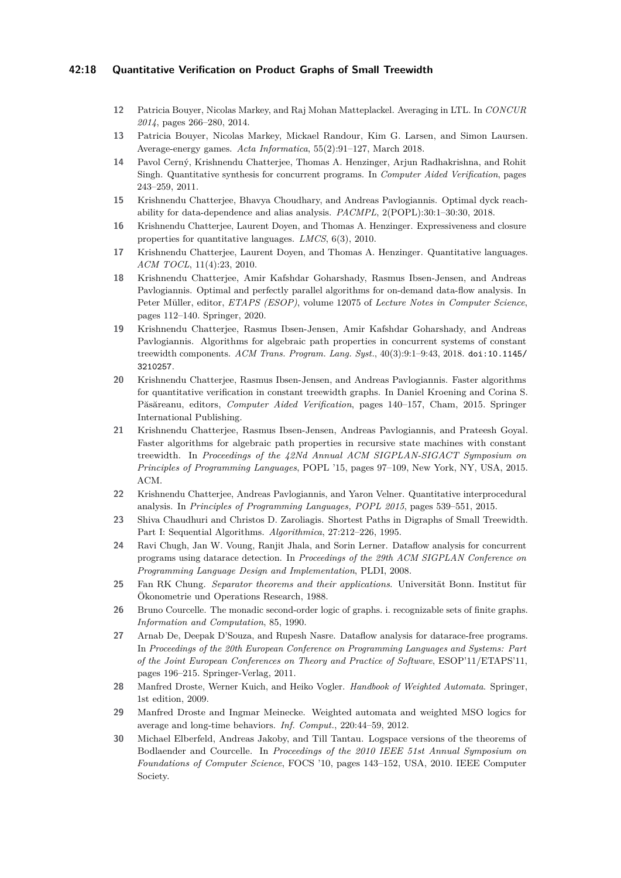12 Patricia Bouyer, Nicolas Markey, and Raj Mohan Matteplackel. Averaging in LTL. In *CONCUR 2014*, pages 266–280, 2014.

13 Patricia Bouyer, Nicolas Markey, Mickael Randour, Kim G. Larsen, and Simon Laursen. Average-energy games. *Acta Informatica*, 55(2):91–127, March 2018.

14 Pavol Cerný, Krishnendu Chatterjee, Thomas A. Henzinger, Arjun Radhakrishna, and Rohit Singh. Quantitative synthesis for concurrent programs. In *Computer Aided Verification*, pages 243–259, 2011.

15 Krishnendu Chatterjee, Bhavya Choudhary, and Andreas Pavlogiannis. Optimal dyck reachability for data-dependence and alias analysis. *PACMPL*, 2(POPL):30:1–30:30, 2018.

16 Krishnendu Chatterjee, Laurent Doyen, and Thomas A. Henzinger. Expressiveness and closure properties for quantitative languages. *LMCS*, 6(3), 2010.

17 Krishnendu Chatterjee, Laurent Doyen, and Thomas A. Henzinger. Quantitative languages. *ACM TOCL*, 11(4):23, 2010.

18 Krishnendu Chatterjee, Amir Kafshdar Goharshady, Rasmus Ibsen-Jensen, and Andreas Pavlogiannis. Optimal and perfectly parallel algorithms for on-demand data-flow analysis. In Peter Müller, editor, *ETAPS (ESOP)*, volume 12075 of *Lecture Notes in Computer Science*, pages 112–140. Springer, 2020.

19 Krishnendu Chatterjee, Rasmus Ibsen-Jensen, Amir Kafshdar Goharshady, and Andreas Pavlogiannis. Algorithms for algebraic path properties in concurrent systems of constant treewidth components. *ACM Trans. Program. Lang. Syst.*, 40(3):9:1–9:43, 2018. `doi:10.1145/3210257`.

20 Krishnendu Chatterjee, Rasmus Ibsen-Jensen, and Andreas Pavlogiannis. Faster algorithms for quantitative verification in constant treewidth graphs. In Daniel Kroening and Corina S. Păsăreanu, editors, *Computer Aided Verification*, pages 140–157, Cham, 2015. Springer International Publishing.

21 Krishnendu Chatterjee, Rasmus Ibsen-Jensen, Andreas Pavlogiannis, and Prateesh Goyal. Faster algorithms for algebraic path properties in recursive state machines with constant treewidth. In *Proceedings of the 42Nd Annual ACM SIGPLAN-SIGACT Symposium on Principles of Programming Languages*, POPL '15, pages 97–109, New York, NY, USA, 2015. ACM.

22 Krishnendu Chatterjee, Andreas Pavlogiannis, and Yaron Velner. Quantitative interprocedural analysis. In *Principles of Programming Languages, POPL 2015*, pages 539–551, 2015.

23 Shiva Chaudhuri and Christos D. Zaroliagis. Shortest Paths in Digraphs of Small Treewidth. Part I: Sequential Algorithms. *Algorithmica*, 27:212–226, 1995.

24 Ravi Chugh, Jan W. Voung, Ranjit Jhala, and Sorin Lerner. Dataflow analysis for concurrent programs using datarace detection. In *Proceedings of the 29th ACM SIGPLAN Conference on Programming Language Design and Implementation*, PLDI, 2008.

25 Fan RK Chung. *Separator theorems and their applications*. Universität Bonn. Institut für Ökonometrie und Operations Research, 1988.

26 Bruno Courcelle. The monadic second-order logic of graphs. i. recognizable sets of finite graphs. *Information and Computation*, 85, 1990.

27 Arnab De, Deepak D'Souza, and Rupesh Nasre. Dataflow analysis for datarace-free programs. In *Proceedings of the 20th European Conference on Programming Languages and Systems: Part of the Joint European Conferences on Theory and Practice of Software*, ESOP'11/ETAPS'11, pages 196–215. Springer-Verlag, 2011.

28 Manfred Droste, Werner Kuich, and Heiko Vogler. *Handbook of Weighted Automata*. Springer, 1st edition, 2009.

29 Manfred Droste and Ingmar Meinecke. Weighted automata and weighted MSO logics for average and long-time behaviors. *Inf. Comput.*, 220:44–59, 2012.

30 Michael Elberfeld, Andreas Jakoby, and Till Tantau. Logspace versions of the theorems of Bodlaender and Courcelle. In *Proceedings of the 2010 IEEE 51st Annual Symposium on Foundations of Computer Science*, FOCS '10, pages 143–152, USA, 2010. IEEE Computer Society.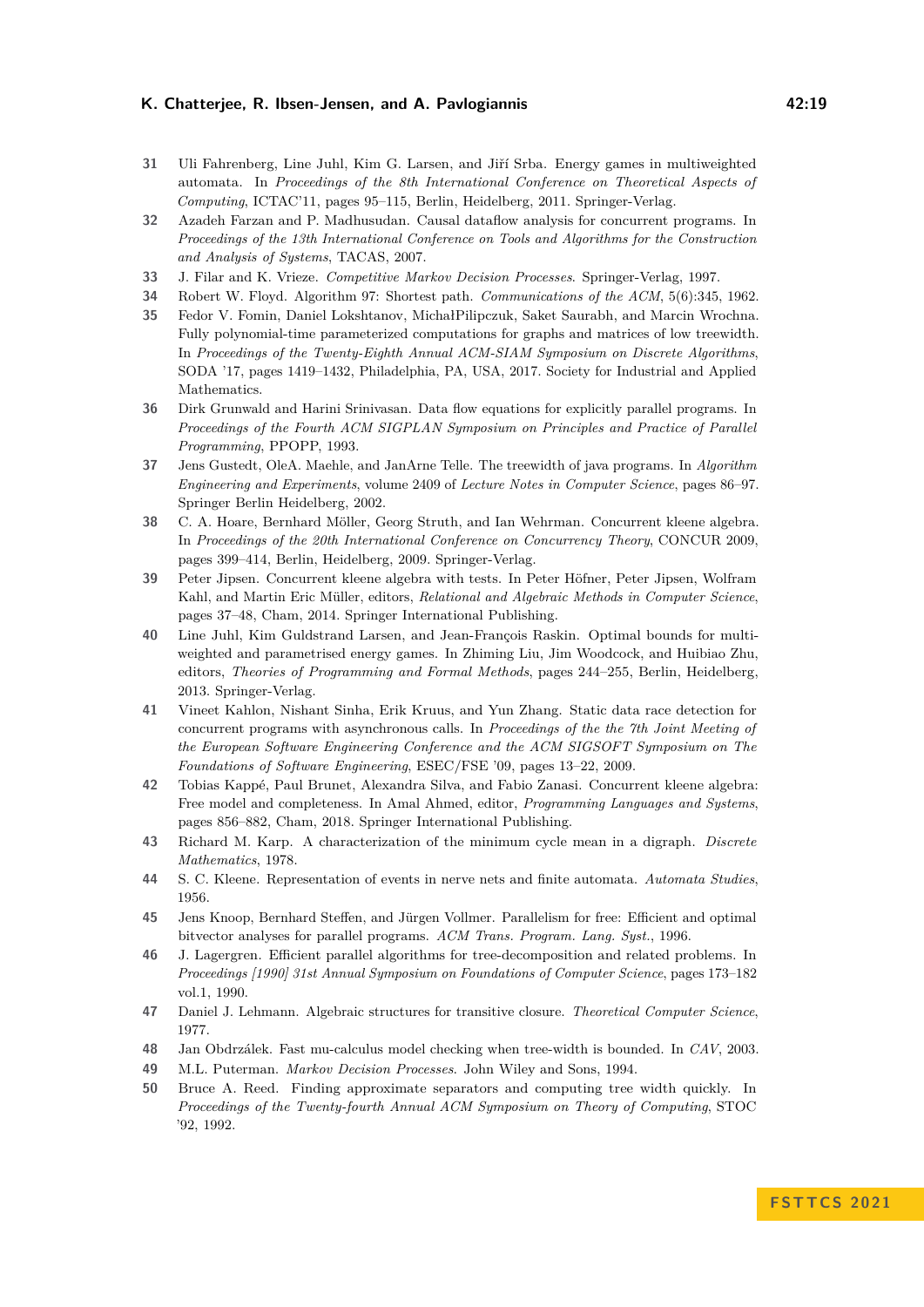31 Uli Fahrenberg, Line Juhl, Kim G. Larsen, and Jiří Srba. Energy games in multiweighted automata. In *Proceedings of the 8th International Conference on Theoretical Aspects of Computing*, ICTAC'11, pages 95–115, Berlin, Heidelberg, 2011. Springer-Verlag.

32 Azadeh Farzan and P. Madhusudan. Causal dataflow analysis for concurrent programs. In *Proceedings of the 13th International Conference on Tools and Algorithms for the Construction and Analysis of Systems*, TACAS, 2007.

33 J. Filar and K. Vrieze. *Competitive Markov Decision Processes*. Springer-Verlag, 1997.

34 Robert W. Floyd. Algorithm 97: Shortest path. *Communications of the ACM*, 5(6):345, 1962.

35 Fedor V. Fomin, Daniel Lokshtanov, MichałPilipczuk, Saket Saurabh, and Marcin Wrochna. Fully polynomial-time parameterized computations for graphs and matrices of low treewidth. In *Proceedings of the Twenty-Eighth Annual ACM-SIAM Symposium on Discrete Algorithms*, SODA '17, pages 1419–1432, Philadelphia, PA, USA, 2017. Society for Industrial and Applied Mathematics.

36 Dirk Grunwald and Harini Srinivasan. Data flow equations for explicitly parallel programs. In *Proceedings of the Fourth ACM SIGPLAN Symposium on Principles and Practice of Parallel Programming*, PPOPP, 1993.

37 Jens Gustedt, OleA. Maehle, and JanArne Telle. The treewidth of java programs. In *Algorithm Engineering and Experiments*, volume 2409 of *Lecture Notes in Computer Science*, pages 86–97. Springer Berlin Heidelberg, 2002.

38 C. A. Hoare, Bernhard Möller, Georg Struth, and Ian Wehrman. Concurrent kleene algebra. In *Proceedings of the 20th International Conference on Concurrency Theory*, CONCUR 2009, pages 399–414, Berlin, Heidelberg, 2009. Springer-Verlag.

39 Peter Jipsen. Concurrent kleene algebra with tests. In Peter Höfner, Peter Jipsen, Wolfram Kahl, and Martin Eric Müller, editors, *Relational and Algebraic Methods in Computer Science*, pages 37–48, Cham, 2014. Springer International Publishing.

40 Line Juhl, Kim Guldstrand Larsen, and Jean-François Raskin. Optimal bounds for multiweighted and parametrised energy games. In Zhiming Liu, Jim Woodcock, and Huibiao Zhu, editors, *Theories of Programming and Formal Methods*, pages 244–255, Berlin, Heidelberg, 2013. Springer-Verlag.

41 Vineet Kahlon, Nishant Sinha, Erik Kruus, and Yun Zhang. Static data race detection for concurrent programs with asynchronous calls. In *Proceedings of the the 7th Joint Meeting of the European Software Engineering Conference and the ACM SIGSOFT Symposium on The Foundations of Software Engineering*, ESEC/FSE '09, pages 13–22, 2009.

42 Tobias Kappé, Paul Brunet, Alexandra Silva, and Fabio Zanasi. Concurrent kleene algebra: Free model and completeness. In Amal Ahmed, editor, *Programming Languages and Systems*, pages 856–882, Cham, 2018. Springer International Publishing.

43 Richard M. Karp. A characterization of the minimum cycle mean in a digraph. *Discrete Mathematics*, 1978.

44 S. C. Kleene. Representation of events in nerve nets and finite automata. *Automata Studies*, 1956.

45 Jens Knoop, Bernhard Steffen, and Jürgen Vollmer. Parallelism for free: Efficient and optimal bitvector analyses for parallel programs. *ACM Trans. Program. Lang. Syst.*, 1996.

46 J. Lagergren. Efficient parallel algorithms for tree-decomposition and related problems. In *Proceedings [1990] 31st Annual Symposium on Foundations of Computer Science*, pages 173–182 vol.1, 1990.

47 Daniel J. Lehmann. Algebraic structures for transitive closure. *Theoretical Computer Science*, 1977.

48 Jan Obdrzálek. Fast mu-calculus model checking when tree-width is bounded. In *CAV*, 2003.

49 M.L. Puterman. *Markov Decision Processes*. John Wiley and Sons, 1994.

50 Bruce A. Reed. Finding approximate separators and computing tree width quickly. In *Proceedings of the Twenty-fourth Annual ACM Symposium on Theory of Computing*, STOC '92, 1992.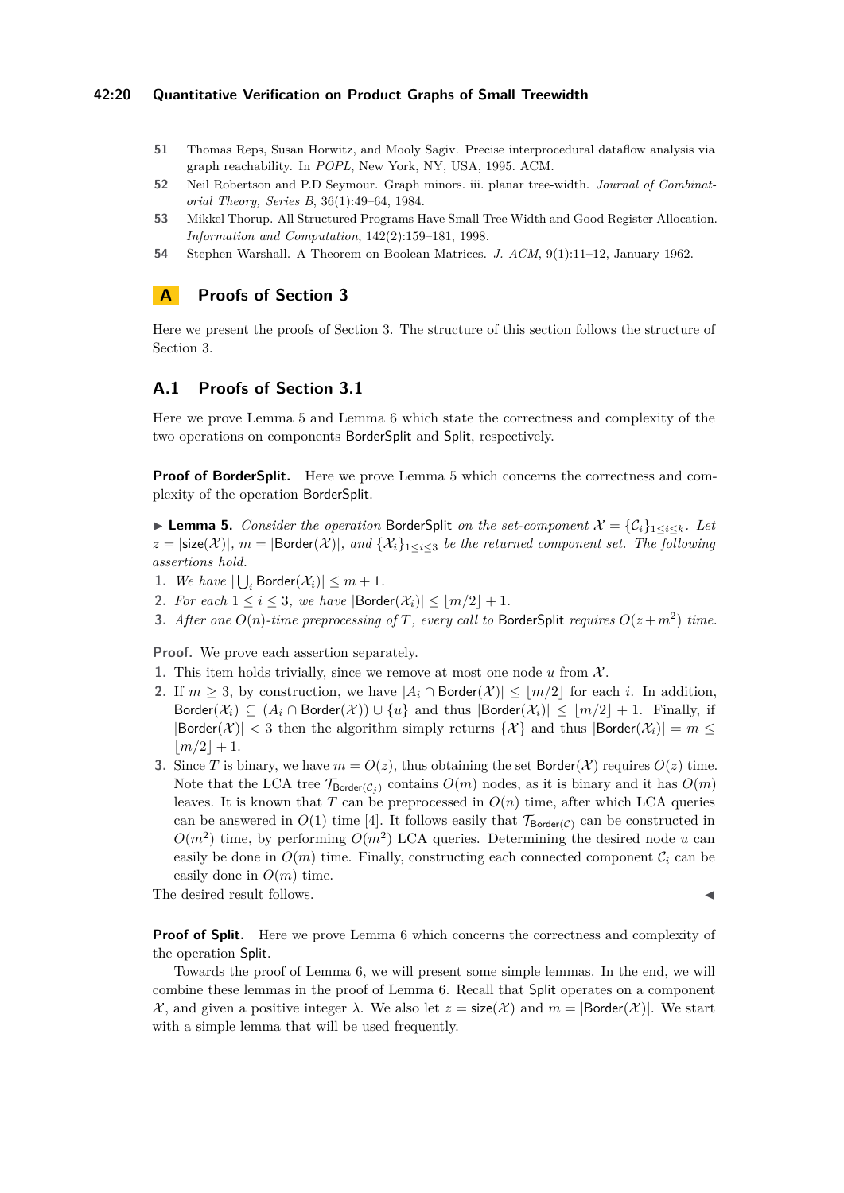51 Thomas Reps, Susan Horwitz, and Mooly Sagiv. Precise interprocedural dataflow analysis via graph reachability. In *POPL*, New York, NY, USA, 1995. ACM.

52 Neil Robertson and P.D Seymour. Graph minors. iii. planar tree-width. *Journal of Combinatorial Theory, Series B*, 36(1):49–64, 1984.

53 Mikkel Thorup. All Structured Programs Have Small Tree Width and Good Register Allocation. *Information and Computation*, 142(2):159–181, 1998.

54 Stephen Warshall. A Theorem on Boolean Matrices. *J. ACM*, 9(1):11–12, January 1962.

## A Proofs of Section 3

Here we present the proofs of Section 3. The structure of this section follows the structure of Section 3.

### A.1 Proofs of Section 3.1

Here we prove Lemma 5 and Lemma 6 which state the correctness and complexity of the two operations on components BorderSplit and Split, respectively.

**Proof of BorderSplit.** Here we prove Lemma 5 which concerns the correctness and complexity of the operation BorderSplit.

▶ **Lemma 5.** *Consider the operation* BorderSplit *on the set-component* $\mathcal{X} = \{\mathcal{C}_i\}_{1\leq i\leq k}$. *Let* $z = |\mathsf{size}(\mathcal{X})|$, $m = |\mathsf{Border}(\mathcal{X})|$, *and* $\{\mathcal{X}_i\}_{1\leq i\leq 3}$ *be the returned component set. The following assertions hold.*

1. *We have* $|\bigcup_i \mathsf{Border}(\mathcal{X}_i)| \leq m+1$.
2. *For each* $1 \leq i \leq 3$, *we have* $|\mathsf{Border}(\mathcal{X}_i)| \leq \lfloor m/2 \rfloor + 1$.
3. *After one* $O(n)$*-time preprocessing of* $T$, *every call to* BorderSplit *requires* $O(z+m^2)$ *time.*

**Proof.** We prove each assertion separately.

1. This item holds trivially, since we remove at most one node $u$ from $\mathcal{X}$.
2. If $m \geq 3$, by construction, we have $|A_i \cap \mathsf{Border}(\mathcal{X})| \leq \lfloor m/2 \rfloor$ for each $i$. In addition, $\mathsf{Border}(\mathcal{X}_i) \subseteq (A_i \cap \mathsf{Border}(\mathcal{X})) \cup \{u\}$ and thus $|\mathsf{Border}(\mathcal{X}_i)| \leq \lfloor m/2 \rfloor + 1$. Finally, if $|\mathsf{Border}(\mathcal{X})| < 3$ then the algorithm simply returns $\{\mathcal{X}\}$ and thus $|\mathsf{Border}(\mathcal{X}_i)| = m \leq \lfloor m/2 \rfloor + 1$.
3. Since $T$ is binary, we have $m = O(z)$, thus obtaining the set $\mathsf{Border}(\mathcal{X})$ requires $O(z)$ time. Note that the LCA tree $\mathcal{T}_{\mathsf{Border}(\mathcal{C}_j)}$ contains $O(m)$ nodes, as it is binary and it has $O(m)$ leaves. It is known that $T$ can be preprocessed in $O(n)$ time, after which LCA queries can be answered in $O(1)$ time [4]. It follows easily that $\mathcal{T}_{\mathsf{Border}(\mathcal{C})}$ can be constructed in $O(m^2)$ time, by performing $O(m^2)$ LCA queries. Determining the desired node $u$ can easily be done in $O(m)$ time. Finally, constructing each connected component $\mathcal{C}_i$ can be easily done in $O(m)$ time.

The desired result follows. ◀

**Proof of Split.** Here we prove Lemma 6 which concerns the correctness and complexity of the operation Split.

Towards the proof of Lemma 6, we will present some simple lemmas. In the end, we will combine these lemmas in the proof of Lemma 6. Recall that Split operates on a component $\mathcal{X}$, and given a positive integer $\lambda$. We also let $z = \mathsf{size}(\mathcal{X})$ and $m = |\mathsf{Border}(\mathcal{X})|$. We start with a simple lemma that will be used frequently.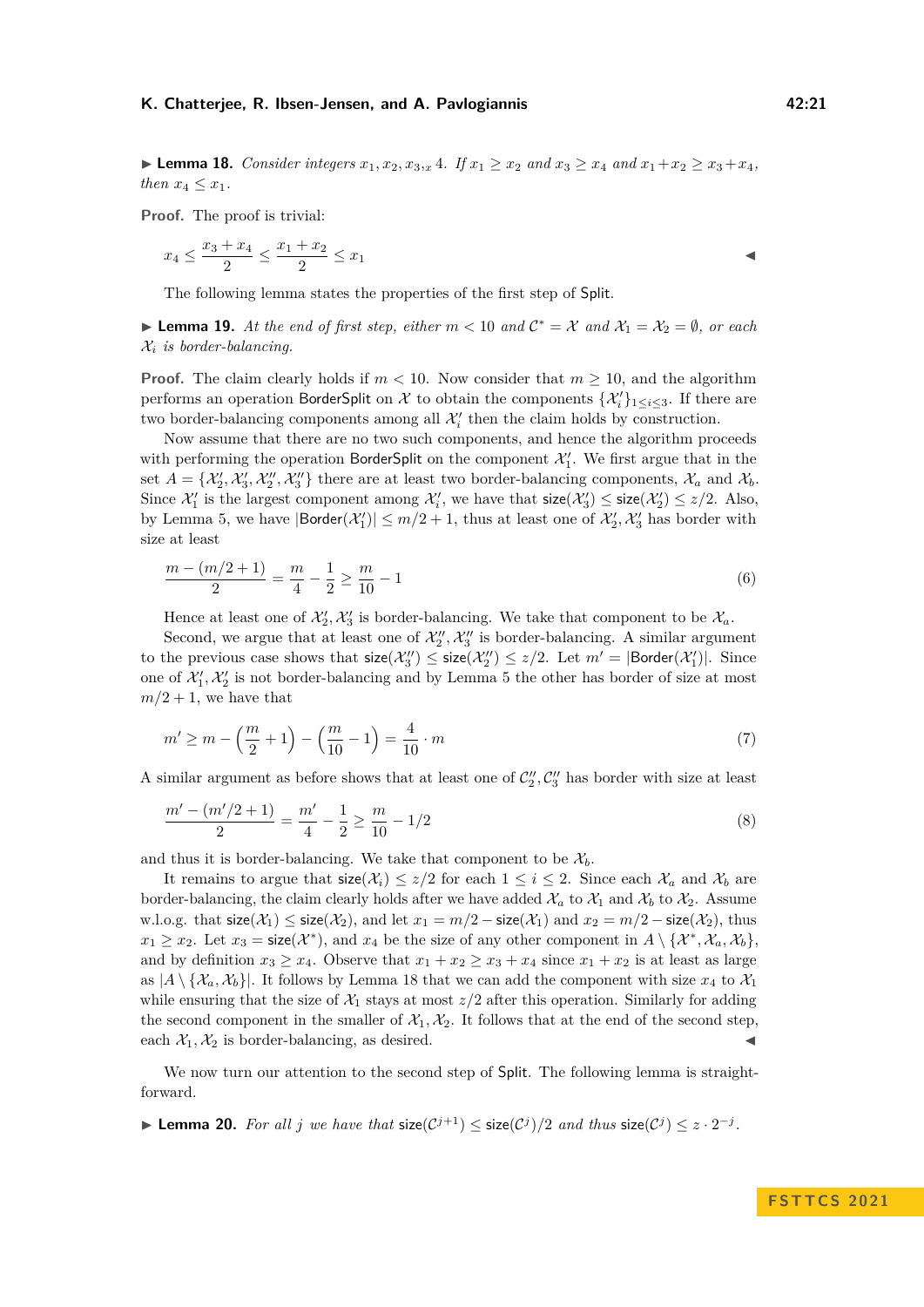▶ **Lemma 18.** *Consider integers $x_1, x_2, x_3, x_4$. If $x_1 \geq x_2$ and $x_3 \geq x_4$ and $x_1 + x_2 \geq x_3 + x_4$, then $x_4 \leq x_1$.*

**Proof.** The proof is trivial:

$$x_4 \leq \frac{x_3 + x_4}{2} \leq \frac{x_1 + x_2}{2} \leq x_1$$

◀

The following lemma states the properties of the first step of Split.

▶ **Lemma 19.** *At the end of first step, either $m < 10$ and $\mathcal{C}^* = \mathcal{X}$ and $\mathcal{X}_1 = \mathcal{X}_2 = \emptyset$, or each $\mathcal{X}_i$ is border-balancing.*

**Proof.** The claim clearly holds if $m < 10$. Now consider that $m \geq 10$, and the algorithm performs an operation BorderSplit on $\mathcal{X}$ to obtain the components $\{\mathcal{X}'_i\}_{1 \leq i \leq 3}$. If there are two border-balancing components among all $\mathcal{X}'_i$ then the claim holds by construction.

Now assume that there are no two such components, and hence the algorithm proceeds with performing the operation BorderSplit on the component $\mathcal{X}'_1$. We first argue that in the set $A = \{\mathcal{X}'_2, \mathcal{X}'_3, \mathcal{X}''_2, \mathcal{X}''_3\}$ there are at least two border-balancing components, $\mathcal{X}_a$ and $\mathcal{X}_b$. Since $\mathcal{X}'_1$ is the largest component among $\mathcal{X}'_i$, we have that $\mathsf{size}(\mathcal{X}'_3) \leq \mathsf{size}(\mathcal{X}'_2) \leq z/2$. Also, by Lemma 5, we have $|\mathsf{Border}(\mathcal{X}'_1)| \leq m/2 + 1$, thus at least one of $\mathcal{X}'_2, \mathcal{X}'_3$ has border with size at least

$$\frac{m - (m/2 + 1)}{2} = \frac{m}{4} - \frac{1}{2} \geq \frac{m}{10} - 1 \tag{6}$$

Hence at least one of $\mathcal{X}'_2, \mathcal{X}'_3$ is border-balancing. We take that component to be $\mathcal{X}_a$.

Second, we argue that at least one of $\mathcal{X}''_2, \mathcal{X}''_3$ is border-balancing. A similar argument to the previous case shows that $\mathsf{size}(\mathcal{X}''_3) \leq \mathsf{size}(\mathcal{X}''_2) \leq z/2$. Let $m' = |\mathsf{Border}(\mathcal{X}'_1)|$. Since one of $\mathcal{X}'_1, \mathcal{X}'_2$ is not border-balancing and by Lemma 5 the other has border of size at most $m/2 + 1$, we have that

$$m' \geq m - \left(\frac{m}{2} + 1\right) - \left(\frac{m}{10} - 1\right) = \frac{4}{10} \cdot m \tag{7}$$

A similar argument as before shows that at least one of $\mathcal{C}''_2, \mathcal{C}''_3$ has border with size at least

$$\frac{m' - (m'/2 + 1)}{2} = \frac{m'}{4} - \frac{1}{2} \geq \frac{m}{10} - 1/2 \tag{8}$$

and thus it is border-balancing. We take that component to be $\mathcal{X}_b$.

It remains to argue that $\mathsf{size}(\mathcal{X}_i) \leq z/2$ for each $1 \leq i \leq 2$. Since each $\mathcal{X}_a$ and $\mathcal{X}_b$ are border-balancing, the claim clearly holds after we have added $\mathcal{X}_a$ to $\mathcal{X}_1$ and $\mathcal{X}_b$ to $\mathcal{X}_2$. Assume w.l.o.g. that $\mathsf{size}(\mathcal{X}_1) \leq \mathsf{size}(\mathcal{X}_2)$, and let $x_1 = m/2 - \mathsf{size}(\mathcal{X}_1)$ and $x_2 = m/2 - \mathsf{size}(\mathcal{X}_2)$, thus $x_1 \geq x_2$. Let $x_3 = \mathsf{size}(\mathcal{X}^*)$, and $x_4$ be the size of any other component in $A \setminus \{\mathcal{X}^*, \mathcal{X}_a, \mathcal{X}_b\}$, and by definition $x_3 \geq x_4$. Observe that $x_1 + x_2 \geq x_3 + x_4$ since $x_1 + x_2$ is at least as large as $|A \setminus \{\mathcal{X}_a, \mathcal{X}_b\}|$. It follows by Lemma 18 that we can add the component with size $x_4$ to $\mathcal{X}_1$ while ensuring that the size of $\mathcal{X}_1$ stays at most $z/2$ after this operation. Similarly for adding the second component in the smaller of $\mathcal{X}_1, \mathcal{X}_2$. It follows that at the end of the second step, each $\mathcal{X}_1, \mathcal{X}_2$ is border-balancing, as desired. ◀

We now turn our attention to the second step of Split. The following lemma is straightforward.

▶ **Lemma 20.** *For all $j$ we have that $\mathsf{size}(\mathcal{C}^{j+1}) \leq \mathsf{size}(\mathcal{C}^j)/2$ and thus $\mathsf{size}(\mathcal{C}^j) \leq z \cdot 2^{-j}$.*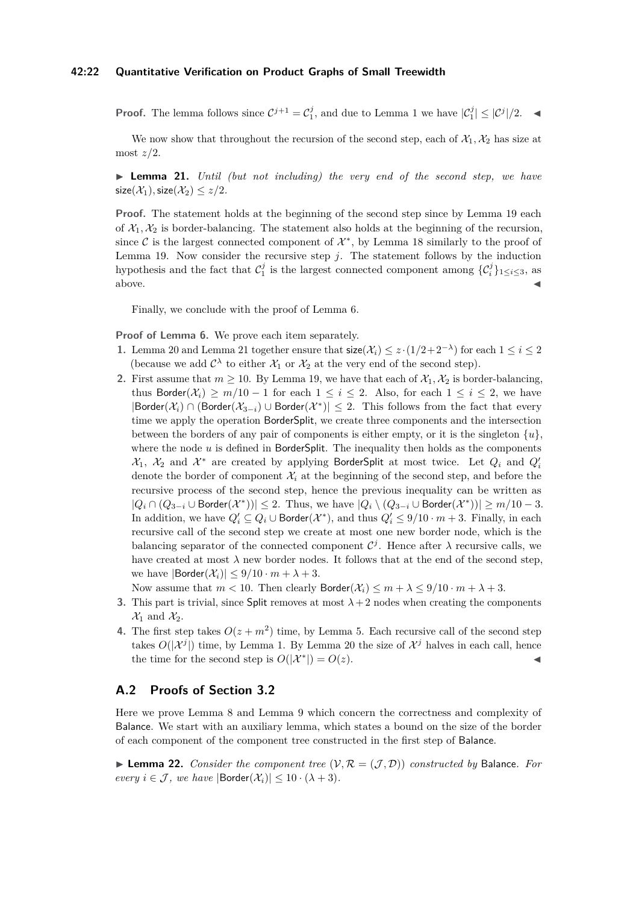**Proof.** The lemma follows since $\mathcal{C}^{j+1} = \mathcal{C}_1^j$, and due to Lemma 1 we have $|\mathcal{C}_1^j| \leq |\mathcal{C}^j|/2$. ◀

We now show that throughout the recursion of the second step, each of $\mathcal{X}_1, \mathcal{X}_2$ has size at most $z/2$.

▶ **Lemma 21.** *Until (but not including) the very end of the second step, we have* $\mathsf{size}(\mathcal{X}_1), \mathsf{size}(\mathcal{X}_2) \leq z/2$.

**Proof.** The statement holds at the beginning of the second step since by Lemma 19 each of $\mathcal{X}_1, \mathcal{X}_2$ is border-balancing. The statement also holds at the beginning of the recursion, since $\mathcal{C}$ is the largest connected component of $\mathcal{X}^*$, by Lemma 18 similarly to the proof of Lemma 19. Now consider the recursive step $j$. The statement follows by the induction hypothesis and the fact that $\mathcal{C}_1^j$ is the largest connected component among $\{\mathcal{C}_i^j\}_{1 \leq i \leq 3}$, as above. ◀

Finally, we conclude with the proof of Lemma 6.

**Proof of Lemma 6.** We prove each item separately.

1. Lemma 20 and Lemma 21 together ensure that $\mathsf{size}(\mathcal{X}_i) \leq z \cdot (1/2 + 2^{-\lambda})$ for each $1 \leq i \leq 2$ (because we add $\mathcal{C}^\lambda$ to either $\mathcal{X}_1$ or $\mathcal{X}_2$ at the very end of the second step).
2. First assume that $m \geq 10$. By Lemma 19, we have that each of $\mathcal{X}_1, \mathcal{X}_2$ is border-balancing, thus $\mathsf{Border}(\mathcal{X}_i) \geq m/10 - 1$ for each $1 \leq i \leq 2$. Also, for each $1 \leq i \leq 2$, we have $|\mathsf{Border}(\mathcal{X}_i) \cap (\mathsf{Border}(\mathcal{X}_{3-i}) \cup \mathsf{Border}(\mathcal{X}^*))| \leq 2$. This follows from the fact that every time we apply the operation BorderSplit, we create three components and the intersection between the borders of any pair of components is either empty, or it is the singleton $\{u\}$, where the node $u$ is defined in BorderSplit. The inequality then holds as the components $\mathcal{X}_1$, $\mathcal{X}_2$ and $\mathcal{X}^*$ are created by applying BorderSplit at most twice. Let $Q_i$ and $Q_i'$ denote the border of component $\mathcal{X}_i$ at the beginning of the second step, and before the recursive process of the second step, hence the previous inequality can be written as $|Q_i \cap (Q_{3-i} \cup \mathsf{Border}(\mathcal{X}^*))| \leq 2$. Thus, we have $|Q_i \setminus (Q_{3-i} \cup \mathsf{Border}(\mathcal{X}^*))| \geq m/10 - 3$. In addition, we have $Q_i' \subseteq Q_i \cup \mathsf{Border}(\mathcal{X}^*)$, and thus $Q_i' \leq 9/10 \cdot m + 3$. Finally, in each recursive call of the second step we create at most one new border node, which is the balancing separator of the connected component $\mathcal{C}^j$. Hence after $\lambda$ recursive calls, we have created at most $\lambda$ new border nodes. It follows that at the end of the second step, we have $|\mathsf{Border}(\mathcal{X}_i)| \leq 9/10 \cdot m + \lambda + 3$.

   Now assume that $m < 10$. Then clearly $\mathsf{Border}(\mathcal{X}_i) \leq m + \lambda \leq 9/10 \cdot m + \lambda + 3$.
3. This part is trivial, since Split removes at most $\lambda + 2$ nodes when creating the components $\mathcal{X}_1$ and $\mathcal{X}_2$.
4. The first step takes $O(z + m^2)$ time, by Lemma 5. Each recursive call of the second step takes $O(|\mathcal{X}^j|)$ time, by Lemma 1. By Lemma 20 the size of $\mathcal{X}^j$ halves in each call, hence the time for the second step is $O(|\mathcal{X}^*|) = O(z)$. ◀

## A.2 Proofs of Section 3.2

Here we prove Lemma 8 and Lemma 9 which concern the correctness and complexity of Balance. We start with an auxiliary lemma, which states a bound on the size of the border of each component of the component tree constructed in the first step of Balance.

▶ **Lemma 22.** *Consider the component tree* $(\mathcal{V}, \mathcal{R} = (\mathcal{J}, \mathcal{D}))$ *constructed by* Balance*. For every* $i \in \mathcal{J}$*, we have* $|\mathsf{Border}(\mathcal{X}_i)| \leq 10 \cdot (\lambda + 3)$.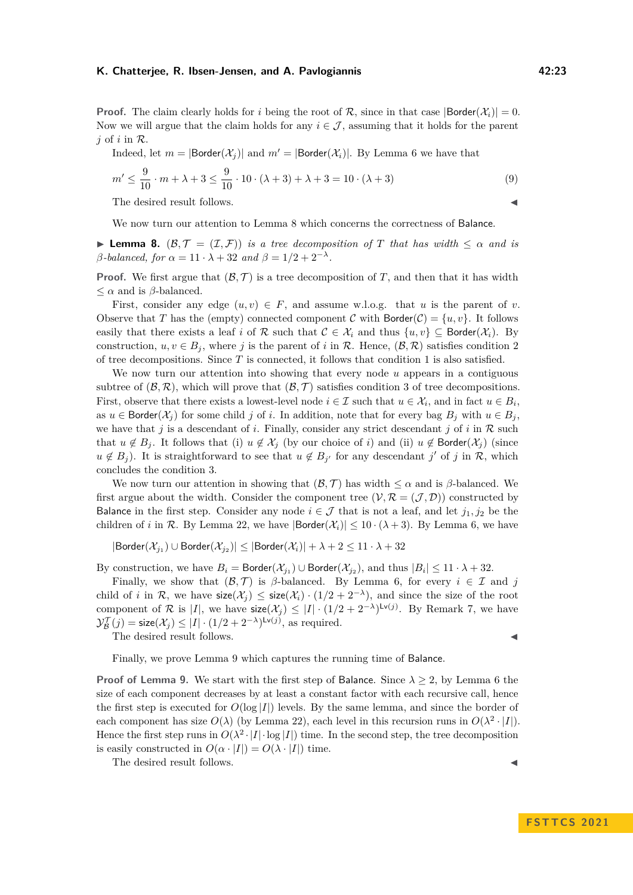**Proof.** The claim clearly holds for $i$ being the root of $\mathcal{R}$, since in that case $|\mathsf{Border}(\mathcal{X}_i)| = 0$. Now we will argue that the claim holds for any $i \in \mathcal{J}$, assuming that it holds for the parent $j$ of $i$ in $\mathcal{R}$.

Indeed, let $m = |\mathsf{Border}(\mathcal{X}_j)|$ and $m' = |\mathsf{Border}(\mathcal{X}_i)|$. By Lemma 6 we have that

$$m' \leq \frac{9}{10} \cdot m + \lambda + 3 \leq \frac{9}{10} \cdot 10 \cdot (\lambda + 3) + \lambda + 3 = 10 \cdot (\lambda + 3) \tag{9}$$

The desired result follows. ◀

We now turn our attention to Lemma 8 which concerns the correctness of Balance.

▶ **Lemma 8.** *$(\mathcal{B}, \mathcal{T} = (\mathcal{I}, \mathcal{F}))$ is a tree decomposition of $T$ that has width $\leq \alpha$ and is $\beta$-balanced, for $\alpha = 11 \cdot \lambda + 32$ and $\beta = 1/2 + 2^{-\lambda}$.*

**Proof.** We first argue that $(\mathcal{B}, \mathcal{T})$ is a tree decomposition of $T$, and then that it has width $\leq \alpha$ and is $\beta$-balanced.

First, consider any edge $(u, v) \in F$, and assume w.l.o.g. that $u$ is the parent of $v$. Observe that $T$ has the (empty) connected component $\mathcal{C}$ with $\mathsf{Border}(\mathcal{C}) = \{u, v\}$. It follows easily that there exists a leaf $i$ of $\mathcal{R}$ such that $\mathcal{C} \in \mathcal{X}_i$ and thus $\{u, v\} \subseteq \mathsf{Border}(\mathcal{X}_i)$. By construction, $u, v \in B_j$, where $j$ is the parent of $i$ in $\mathcal{R}$. Hence, $(\mathcal{B}, \mathcal{R})$ satisfies condition 2 of tree decompositions. Since $T$ is connected, it follows that condition 1 is also satisfied.

We now turn our attention into showing that every node $u$ appears in a contiguous subtree of $(\mathcal{B}, \mathcal{R})$, which will prove that $(\mathcal{B}, \mathcal{T})$ satisfies condition 3 of tree decompositions. First, observe that there exists a lowest-level node $i \in \mathcal{I}$ such that $u \in \mathcal{X}_i$, and in fact $u \in B_i$, as $u \in \mathsf{Border}(\mathcal{X}_j)$ for some child $j$ of $i$. In addition, note that for every bag $B_j$ with $u \in B_j$, we have that $j$ is a descendant of $i$. Finally, consider any strict descendant $j$ of $i$ in $\mathcal{R}$ such that $u \notin B_j$. It follows that (i) $u \notin \mathcal{X}_j$ (by our choice of $i$) and (ii) $u \notin \mathsf{Border}(\mathcal{X}_j)$ (since $u \notin B_j$). It is straightforward to see that $u \notin B_{j'}$ for any descendant $j'$ of $j$ in $\mathcal{R}$, which concludes the condition 3.

We now turn our attention in showing that $(\mathcal{B}, \mathcal{T})$ has width $\leq \alpha$ and is $\beta$-balanced. We first argue about the width. Consider the component tree $(\mathcal{V}, \mathcal{R} = (\mathcal{J}, \mathcal{D}))$ constructed by Balance in the first step. Consider any node $i \in \mathcal{J}$ that is not a leaf, and let $j_1, j_2$ be the children of $i$ in $\mathcal{R}$. By Lemma 22, we have $|\mathsf{Border}(\mathcal{X}_i)| \leq 10 \cdot (\lambda + 3)$. By Lemma 6, we have

$$|\mathsf{Border}(\mathcal{X}_{j_1}) \cup \mathsf{Border}(\mathcal{X}_{j_2})| \leq |\mathsf{Border}(\mathcal{X}_i)| + \lambda + 2 \leq 11 \cdot \lambda + 32$$

By construction, we have $B_i = \mathsf{Border}(\mathcal{X}_{j_1}) \cup \mathsf{Border}(\mathcal{X}_{j_2})$, and thus $|B_i| \leq 11 \cdot \lambda + 32$.

Finally, we show that $(\mathcal{B}, \mathcal{T})$ is $\beta$-balanced. By Lemma 6, for every $i \in \mathcal{I}$ and $j$ child of $i$ in $\mathcal{R}$, we have $\mathsf{size}(\mathcal{X}_j) \leq \mathsf{size}(\mathcal{X}_i) \cdot (1/2 + 2^{-\lambda})$, and since the size of the root component of $\mathcal{R}$ is $|I|$, we have $\mathsf{size}(\mathcal{X}_j) \leq |I| \cdot (1/2 + 2^{-\lambda})^{\mathsf{Lv}(j)}$. By Remark 7, we have $\mathcal{Y}_{\mathcal{B}}^{\mathcal{T}}(j) = \mathsf{size}(\mathcal{X}_j) \leq |I| \cdot (1/2 + 2^{-\lambda})^{\mathsf{Lv}(j)}$, as required.

The desired result follows. ◀

Finally, we prove Lemma 9 which captures the running time of Balance.

**Proof of Lemma 9.** We start with the first step of Balance. Since $\lambda \geq 2$, by Lemma 6 the size of each component decreases by at least a constant factor with each recursive call, hence the first step is executed for $O(\log |I|)$ levels. By the same lemma, and since the border of each component has size $O(\lambda)$ (by Lemma 22), each level in this recursion runs in $O(\lambda^2 \cdot |I|)$. Hence the first step runs in $O(\lambda^2 \cdot |I| \cdot \log |I|)$ time. In the second step, the tree decomposition is easily constructed in $O(\alpha \cdot |I|) = O(\lambda \cdot |I|)$ time.

The desired result follows. ◀